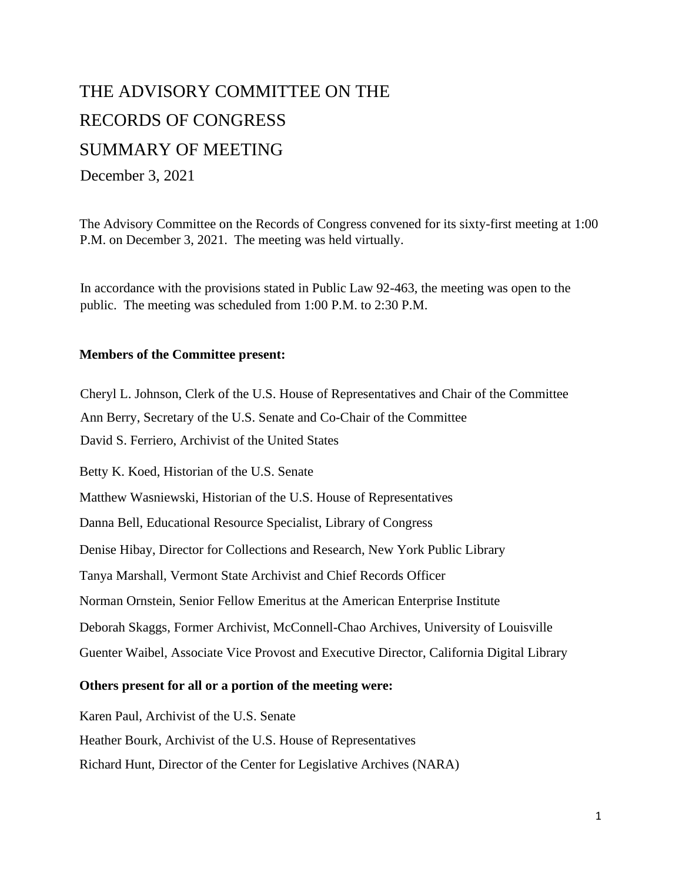# THE ADVISORY COMMITTEE ON THE RECORDS OF CONGRESS SUMMARY OF MEETING

December 3, 2021

The Advisory Committee on the Records of Congress convened for its sixty-first meeting at 1:00 P.M. on December 3, 2021. The meeting was held virtually.

In accordance with the provisions stated in Public Law 92-463, the meeting was open to the public. The meeting was scheduled from 1:00 P.M. to 2:30 P.M.

**Members of the Committee present:**

Cheryl L. Johnson, Clerk of the U.S. House of Representatives and Chair of the Committee

Ann Berry, Secretary of the U.S. Senate and Co-Chair of the Committee

David S. Ferriero, Archivist of the United States

Betty K. Koed, Historian of the U.S. Senate

Matthew Wasniewski, Historian of the U.S. House of Representatives

Danna Bell, Educational Resource Specialist, Library of Congress

Denise Hibay, Director for Collections and Research, New York Public Library

Tanya Marshall, Vermont State Archivist and Chief Records Officer

Norman Ornstein, Senior Fellow Emeritus at the American Enterprise Institute

Deborah Skaggs, Former Archivist, McConnell-Chao Archives, University of Louisville

Guenter Waibel, Associate Vice Provost and Executive Director, California Digital Library

**Others present for all or a portion of the meeting were:**

Karen Paul, Archivist of the U.S. Senate

Heather Bourk, Archivist of the U.S. House of Representatives

Richard Hunt, Director of the Center for Legislative Archives (NARA)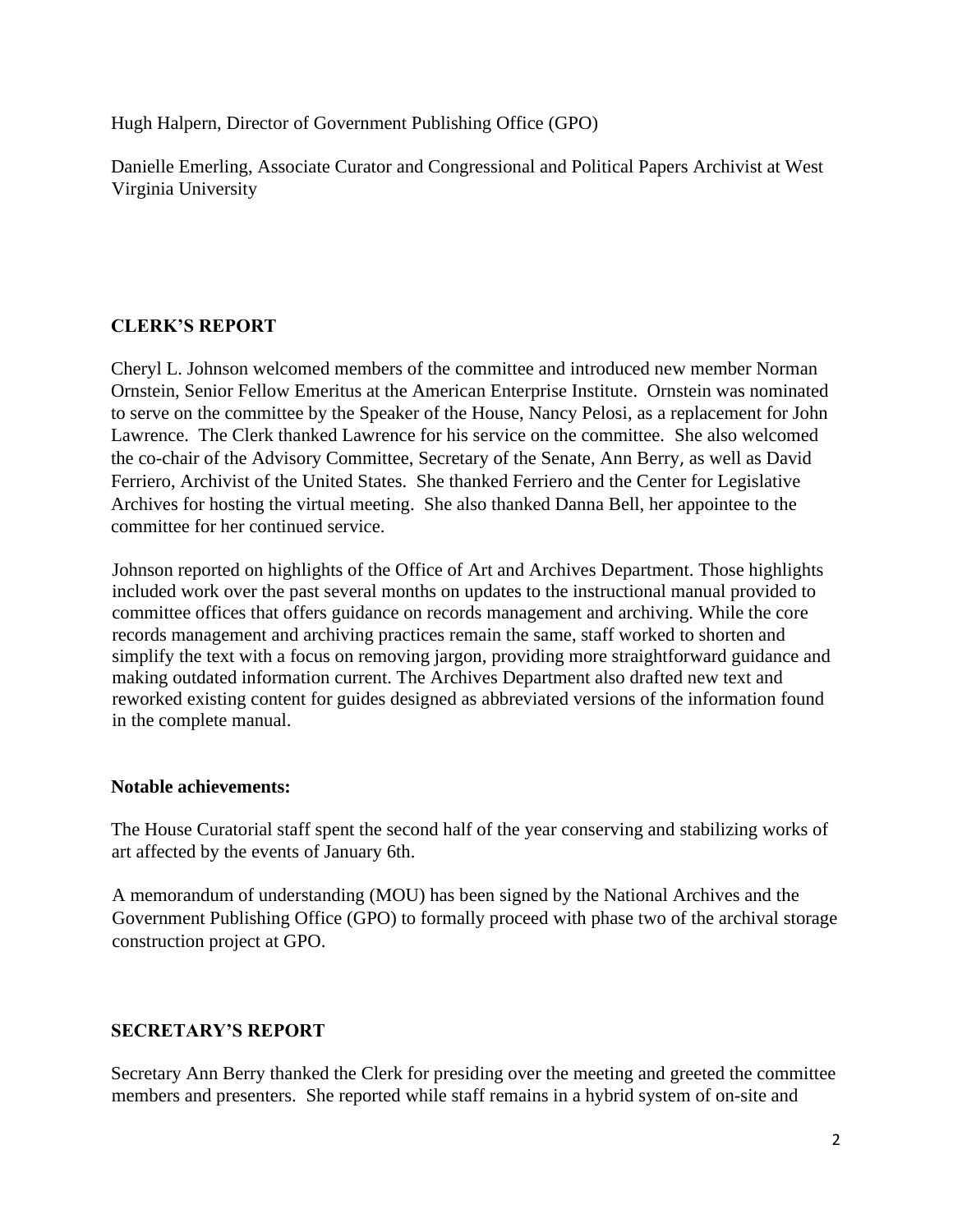Hugh Halpern, Director of Government Publishing Office (GPO)

Danielle Emerling, Associate Curator and Congressional and Political Papers Archivist at West Virginia University

## CLERK'S REPORT

Cheryl L. Johnson welcomed members of the committee and introduced new member Norman Ornstein, Senior Fellow Emeritus at the American Enterprise Institute. Ornstein was nominated to serve on the committee by the Speaker of the House, Nancy Pelosi, as a replacement for John Lawrence. The Clerk thanked Lawrence for his service on the committee. She also welcomed the co-chair of the Advisory Committee, Secretary of the Senate, Ann Berry, as well as David Ferriero, Archivist of the United States. She thanked Ferriero and the Center for Legislative Archives for hosting the virtual meeting. She also thanked Danna Bell, her appointee to the committee for her continued service.

Johnson reported on highlights of the Office of Art and Archives Department. Those highlights included work over the past several months on updates to the instructional manual provided to committee offices that offers guidance on records management and archiving. While the core records management and archiving practices remain the same, staff worked to shorten and simplify the text with a focus on removing jargon, providing more straightforward guidance and making outdated information current. The Archives Department also drafted new text and reworked existing content for guides designed as abbreviated versions of the information found in the complete manual.

**Notable achievements:**

The House Curatorial staff spent the second half of the year conserving and stabilizing works of art affected by the events of January 6th.

A memorandum of understanding (MOU) has been signed by the National Archives and the Government Publishing Office (GPO) to formally proceed with phase two of the archival storage construction project at GPO.

## SECRETARY'S REPORT

Secretary Ann Berry thanked the Clerk for presiding over the meeting and greeted the committee members and presenters. She reported while staff remains in a hybrid system of on-site and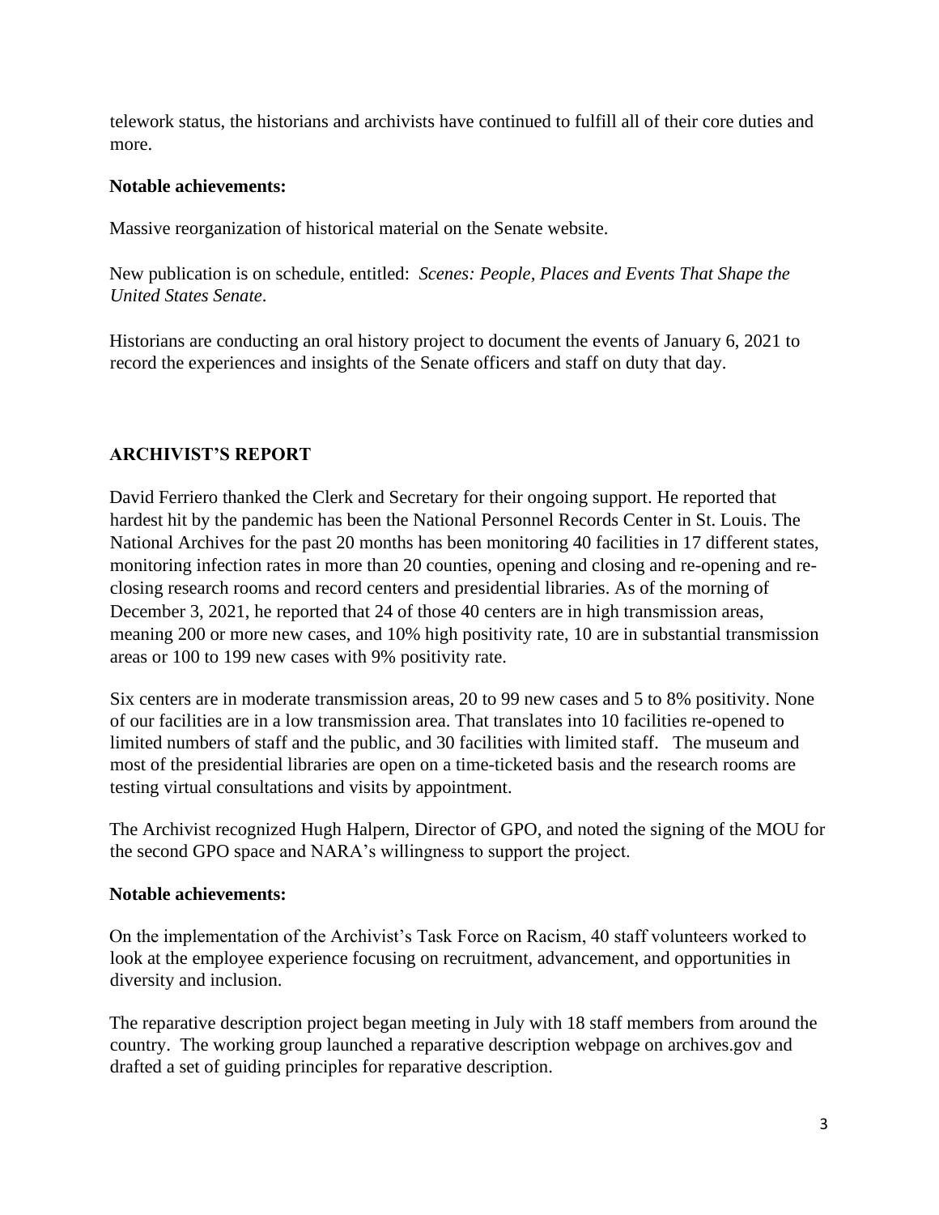telework status, the historians and archivists have continued to fulfill all of their core duties and more.

**Notable achievements:**

Massive reorganization of historical material on the Senate website.

New publication is on schedule, entitled: *Scenes: People, Places and Events That Shape the United States Senate*.

Historians are conducting an oral history project to document the events of January 6, 2021 to record the experiences and insights of the Senate officers and staff on duty that day.

## ARCHIVIST'S REPORT

David Ferriero thanked the Clerk and Secretary for their ongoing support. He reported that hardest hit by the pandemic has been the National Personnel Records Center in St. Louis. The National Archives for the past 20 months has been monitoring 40 facilities in 17 different states, monitoring infection rates in more than 20 counties, opening and closing and re-opening and re-closing research rooms and record centers and presidential libraries. As of the morning of December 3, 2021, he reported that 24 of those 40 centers are in high transmission areas, meaning 200 or more new cases, and 10% high positivity rate, 10 are in substantial transmission areas or 100 to 199 new cases with 9% positivity rate.

Six centers are in moderate transmission areas, 20 to 99 new cases and 5 to 8% positivity. None of our facilities are in a low transmission area. That translates into 10 facilities re-opened to limited numbers of staff and the public, and 30 facilities with limited staff. The museum and most of the presidential libraries are open on a time-ticketed basis and the research rooms are testing virtual consultations and visits by appointment.

The Archivist recognized Hugh Halpern, Director of GPO, and noted the signing of the MOU for the second GPO space and NARA's willingness to support the project.

**Notable achievements:**

On the implementation of the Archivist's Task Force on Racism, 40 staff volunteers worked to look at the employee experience focusing on recruitment, advancement, and opportunities in diversity and inclusion.

The reparative description project began meeting in July with 18 staff members from around the country. The working group launched a reparative description webpage on archives.gov and drafted a set of guiding principles for reparative description.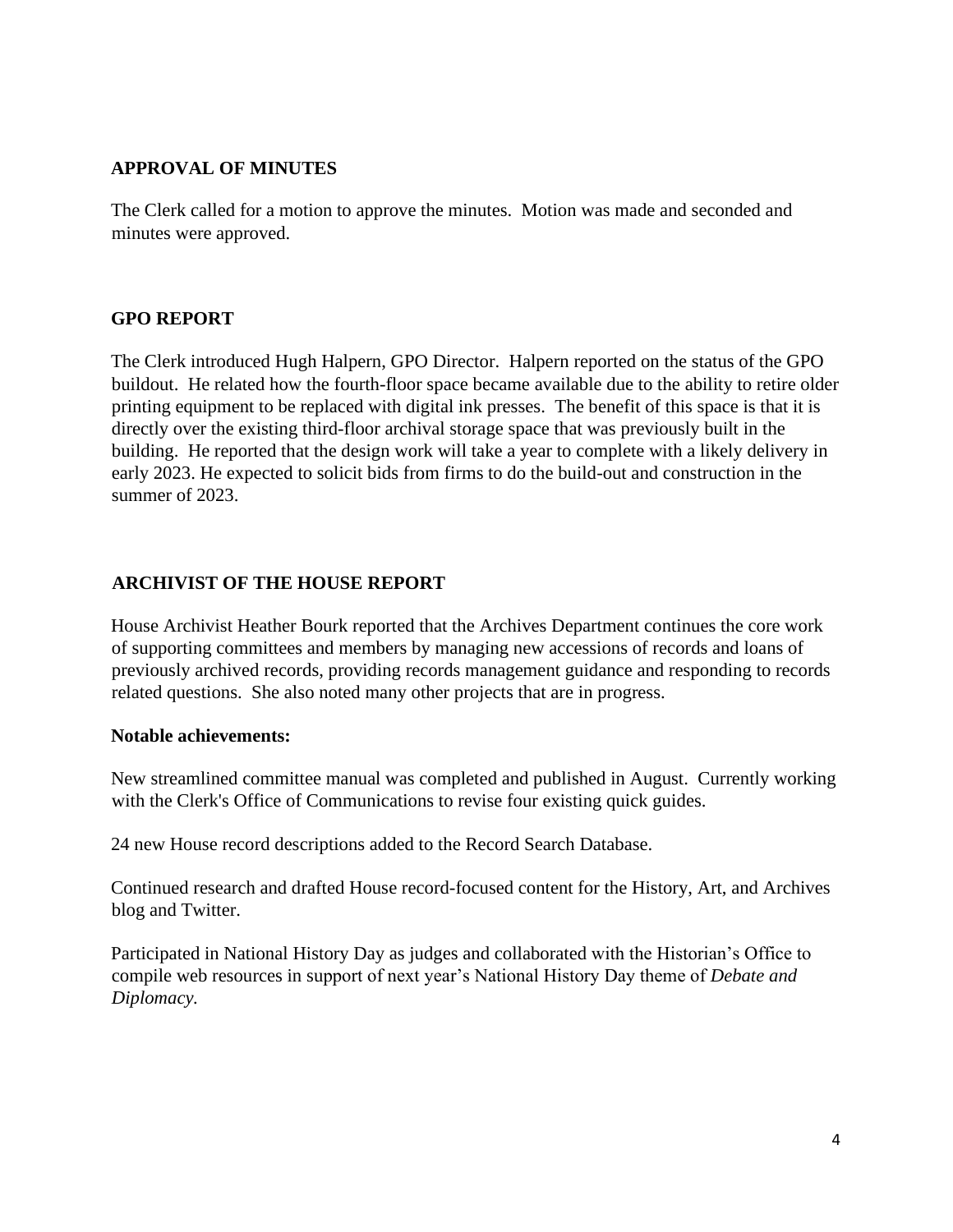## APPROVAL OF MINUTES

The Clerk called for a motion to approve the minutes. Motion was made and seconded and minutes were approved.

## GPO REPORT

The Clerk introduced Hugh Halpern, GPO Director. Halpern reported on the status of the GPO buildout. He related how the fourth-floor space became available due to the ability to retire older printing equipment to be replaced with digital ink presses. The benefit of this space is that it is directly over the existing third-floor archival storage space that was previously built in the building. He reported that the design work will take a year to complete with a likely delivery in early 2023. He expected to solicit bids from firms to do the build-out and construction in the summer of 2023.

## ARCHIVIST OF THE HOUSE REPORT

House Archivist Heather Bourk reported that the Archives Department continues the core work of supporting committees and members by managing new accessions of records and loans of previously archived records, providing records management guidance and responding to records related questions. She also noted many other projects that are in progress.

**Notable achievements:**

New streamlined committee manual was completed and published in August. Currently working with the Clerk's Office of Communications to revise four existing quick guides.

24 new House record descriptions added to the Record Search Database.

Continued research and drafted House record-focused content for the History, Art, and Archives blog and Twitter.

Participated in National History Day as judges and collaborated with the Historian's Office to compile web resources in support of next year's National History Day theme of *Debate and Diplomacy.*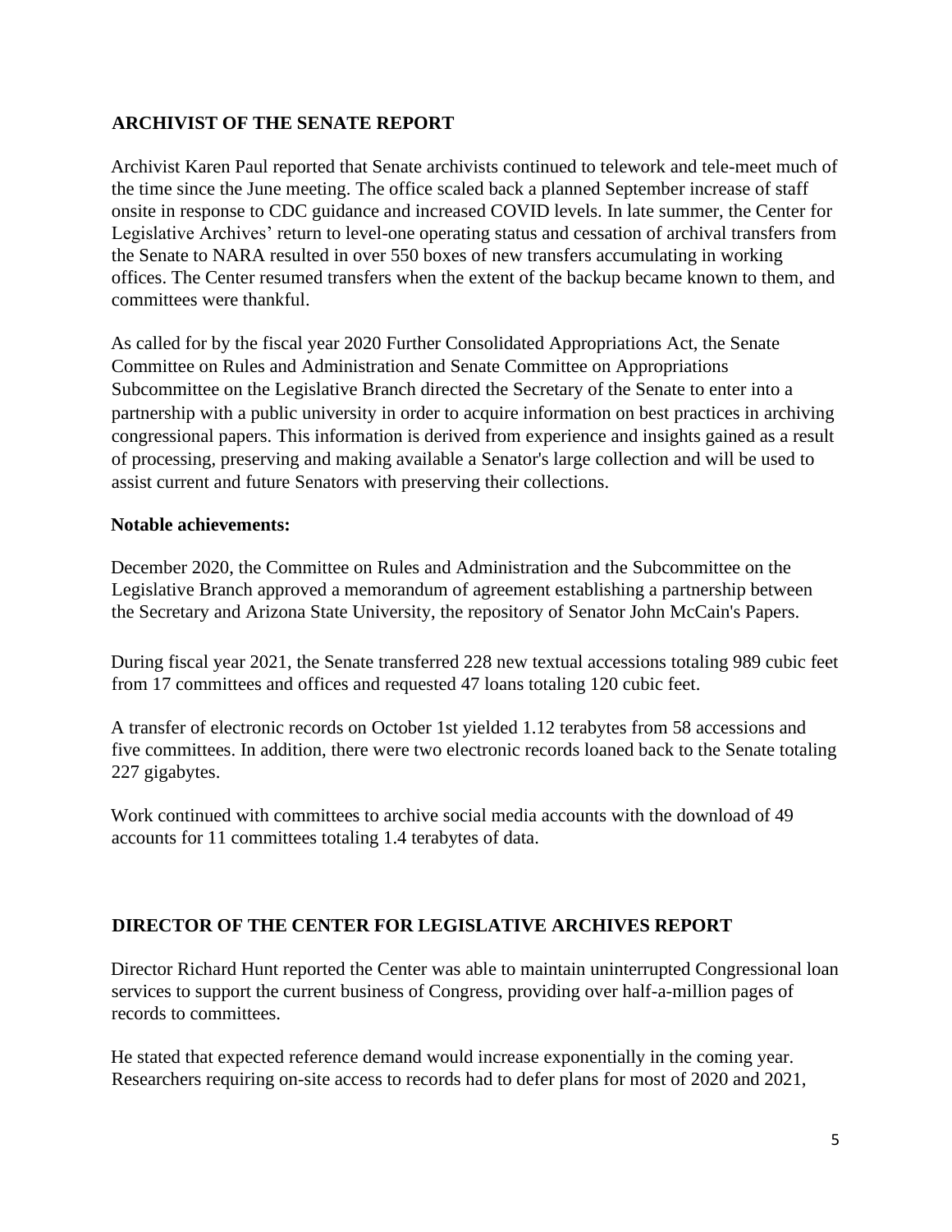## ARCHIVIST OF THE SENATE REPORT

Archivist Karen Paul reported that Senate archivists continued to telework and tele-meet much of the time since the June meeting. The office scaled back a planned September increase of staff onsite in response to CDC guidance and increased COVID levels. In late summer, the Center for Legislative Archives' return to level-one operating status and cessation of archival transfers from the Senate to NARA resulted in over 550 boxes of new transfers accumulating in working offices. The Center resumed transfers when the extent of the backup became known to them, and committees were thankful.

As called for by the fiscal year 2020 Further Consolidated Appropriations Act, the Senate Committee on Rules and Administration and Senate Committee on Appropriations Subcommittee on the Legislative Branch directed the Secretary of the Senate to enter into a partnership with a public university in order to acquire information on best practices in archiving congressional papers. This information is derived from experience and insights gained as a result of processing, preserving and making available a Senator's large collection and will be used to assist current and future Senators with preserving their collections.

**Notable achievements:**

December 2020, the Committee on Rules and Administration and the Subcommittee on the Legislative Branch approved a memorandum of agreement establishing a partnership between the Secretary and Arizona State University, the repository of Senator John McCain's Papers.

During fiscal year 2021, the Senate transferred 228 new textual accessions totaling 989 cubic feet from 17 committees and offices and requested 47 loans totaling 120 cubic feet.

A transfer of electronic records on October 1st yielded 1.12 terabytes from 58 accessions and five committees. In addition, there were two electronic records loaned back to the Senate totaling 227 gigabytes.

Work continued with committees to archive social media accounts with the download of 49 accounts for 11 committees totaling 1.4 terabytes of data.

## DIRECTOR OF THE CENTER FOR LEGISLATIVE ARCHIVES REPORT

Director Richard Hunt reported the Center was able to maintain uninterrupted Congressional loan services to support the current business of Congress, providing over half-a-million pages of records to committees.

He stated that expected reference demand would increase exponentially in the coming year. Researchers requiring on-site access to records had to defer plans for most of 2020 and 2021,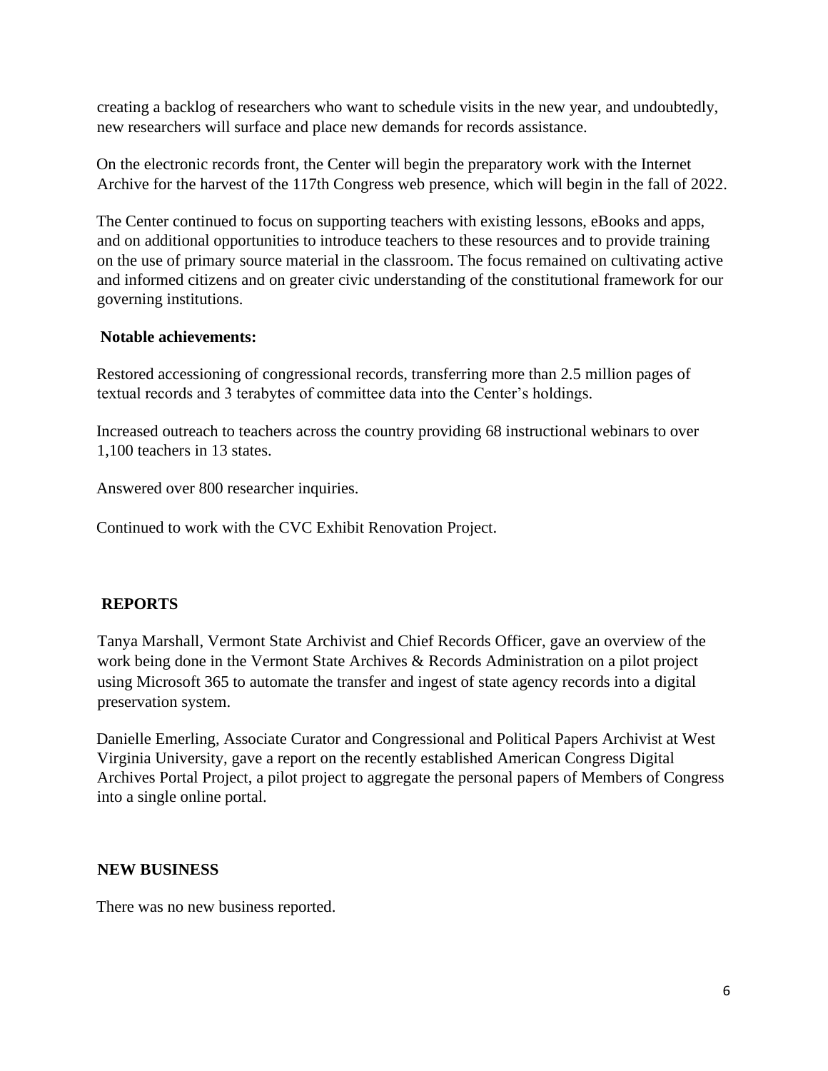creating a backlog of researchers who want to schedule visits in the new year, and undoubtedly, new researchers will surface and place new demands for records assistance.

On the electronic records front, the Center will begin the preparatory work with the Internet Archive for the harvest of the 117th Congress web presence, which will begin in the fall of 2022.

The Center continued to focus on supporting teachers with existing lessons, eBooks and apps, and on additional opportunities to introduce teachers to these resources and to provide training on the use of primary source material in the classroom. The focus remained on cultivating active and informed citizens and on greater civic understanding of the constitutional framework for our governing institutions.

**Notable achievements:**

Restored accessioning of congressional records, transferring more than 2.5 million pages of textual records and 3 terabytes of committee data into the Center's holdings.

Increased outreach to teachers across the country providing 68 instructional webinars to over 1,100 teachers in 13 states.

Answered over 800 researcher inquiries.

Continued to work with the CVC Exhibit Renovation Project.

## REPORTS

Tanya Marshall, Vermont State Archivist and Chief Records Officer, gave an overview of the work being done in the Vermont State Archives & Records Administration on a pilot project using Microsoft 365 to automate the transfer and ingest of state agency records into a digital preservation system.

Danielle Emerling, Associate Curator and Congressional and Political Papers Archivist at West Virginia University, gave a report on the recently established American Congress Digital Archives Portal Project, a pilot project to aggregate the personal papers of Members of Congress into a single online portal.

## NEW BUSINESS

There was no new business reported.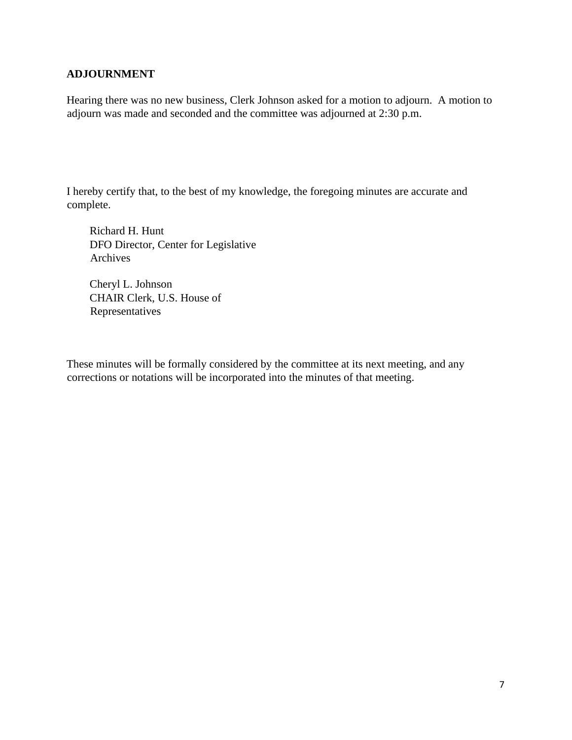**ADJOURNMENT**

Hearing there was no new business, Clerk Johnson asked for a motion to adjourn. A motion to adjourn was made and seconded and the committee was adjourned at 2:30 p.m.

I hereby certify that, to the best of my knowledge, the foregoing minutes are accurate and complete.

Richard H. Hunt
DFO Director, Center for Legislative Archives

Cheryl L. Johnson
CHAIR Clerk, U.S. House of Representatives

These minutes will be formally considered by the committee at its next meeting, and any corrections or notations will be incorporated into the minutes of that meeting.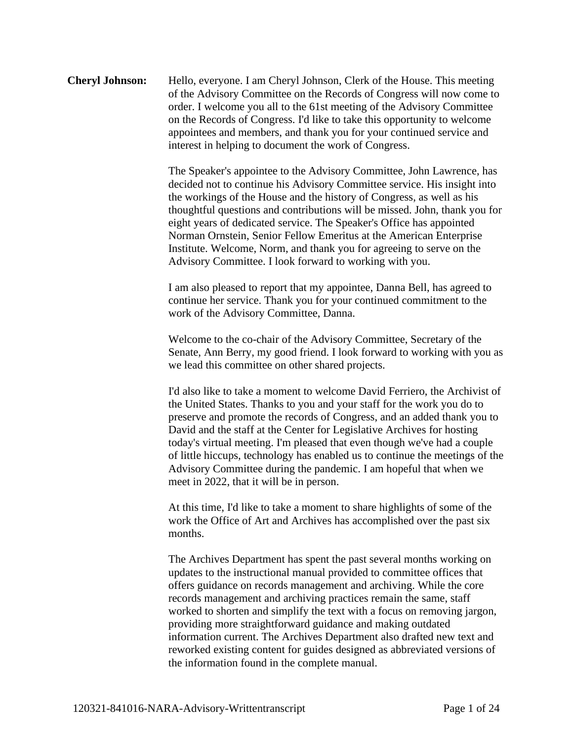**Cheryl Johnson:** Hello, everyone. I am Cheryl Johnson, Clerk of the House. This meeting of the Advisory Committee on the Records of Congress will now come to order. I welcome you all to the 61st meeting of the Advisory Committee on the Records of Congress. I'd like to take this opportunity to welcome appointees and members, and thank you for your continued service and interest in helping to document the work of Congress.

The Speaker's appointee to the Advisory Committee, John Lawrence, has decided not to continue his Advisory Committee service. His insight into the workings of the House and the history of Congress, as well as his thoughtful questions and contributions will be missed. John, thank you for eight years of dedicated service. The Speaker's Office has appointed Norman Ornstein, Senior Fellow Emeritus at the American Enterprise Institute. Welcome, Norm, and thank you for agreeing to serve on the Advisory Committee. I look forward to working with you.

I am also pleased to report that my appointee, Danna Bell, has agreed to continue her service. Thank you for your continued commitment to the work of the Advisory Committee, Danna.

Welcome to the co-chair of the Advisory Committee, Secretary of the Senate, Ann Berry, my good friend. I look forward to working with you as we lead this committee on other shared projects.

I'd also like to take a moment to welcome David Ferriero, the Archivist of the United States. Thanks to you and your staff for the work you do to preserve and promote the records of Congress, and an added thank you to David and the staff at the Center for Legislative Archives for hosting today's virtual meeting. I'm pleased that even though we've had a couple of little hiccups, technology has enabled us to continue the meetings of the Advisory Committee during the pandemic. I am hopeful that when we meet in 2022, that it will be in person.

At this time, I'd like to take a moment to share highlights of some of the work the Office of Art and Archives has accomplished over the past six months.

The Archives Department has spent the past several months working on updates to the instructional manual provided to committee offices that offers guidance on records management and archiving. While the core records management and archiving practices remain the same, staff worked to shorten and simplify the text with a focus on removing jargon, providing more straightforward guidance and making outdated information current. The Archives Department also drafted new text and reworked existing content for guides designed as abbreviated versions of the information found in the complete manual.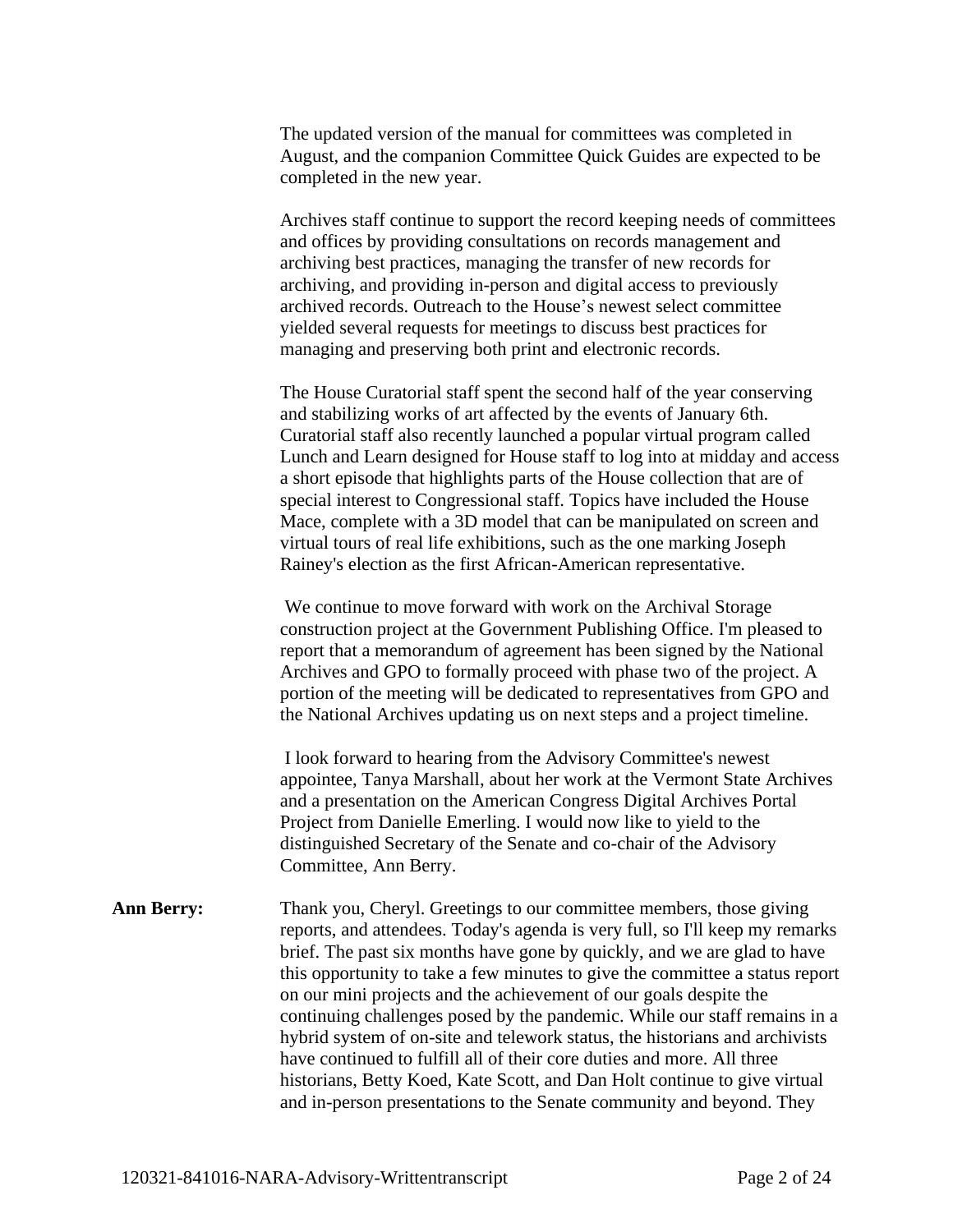The updated version of the manual for committees was completed in August, and the companion Committee Quick Guides are expected to be completed in the new year.

Archives staff continue to support the record keeping needs of committees and offices by providing consultations on records management and archiving best practices, managing the transfer of new records for archiving, and providing in-person and digital access to previously archived records. Outreach to the House's newest select committee yielded several requests for meetings to discuss best practices for managing and preserving both print and electronic records.

The House Curatorial staff spent the second half of the year conserving and stabilizing works of art affected by the events of January 6th. Curatorial staff also recently launched a popular virtual program called Lunch and Learn designed for House staff to log into at midday and access a short episode that highlights parts of the House collection that are of special interest to Congressional staff. Topics have included the House Mace, complete with a 3D model that can be manipulated on screen and virtual tours of real life exhibitions, such as the one marking Joseph Rainey's election as the first African-American representative.

We continue to move forward with work on the Archival Storage construction project at the Government Publishing Office. I'm pleased to report that a memorandum of agreement has been signed by the National Archives and GPO to formally proceed with phase two of the project. A portion of the meeting will be dedicated to representatives from GPO and the National Archives updating us on next steps and a project timeline.

I look forward to hearing from the Advisory Committee's newest appointee, Tanya Marshall, about her work at the Vermont State Archives and a presentation on the American Congress Digital Archives Portal Project from Danielle Emerling. I would now like to yield to the distinguished Secretary of the Senate and co-chair of the Advisory Committee, Ann Berry.

**Ann Berry:** Thank you, Cheryl. Greetings to our committee members, those giving reports, and attendees. Today's agenda is very full, so I'll keep my remarks brief. The past six months have gone by quickly, and we are glad to have this opportunity to take a few minutes to give the committee a status report on our mini projects and the achievement of our goals despite the continuing challenges posed by the pandemic. While our staff remains in a hybrid system of on-site and telework status, the historians and archivists have continued to fulfill all of their core duties and more. All three historians, Betty Koed, Kate Scott, and Dan Holt continue to give virtual and in-person presentations to the Senate community and beyond. They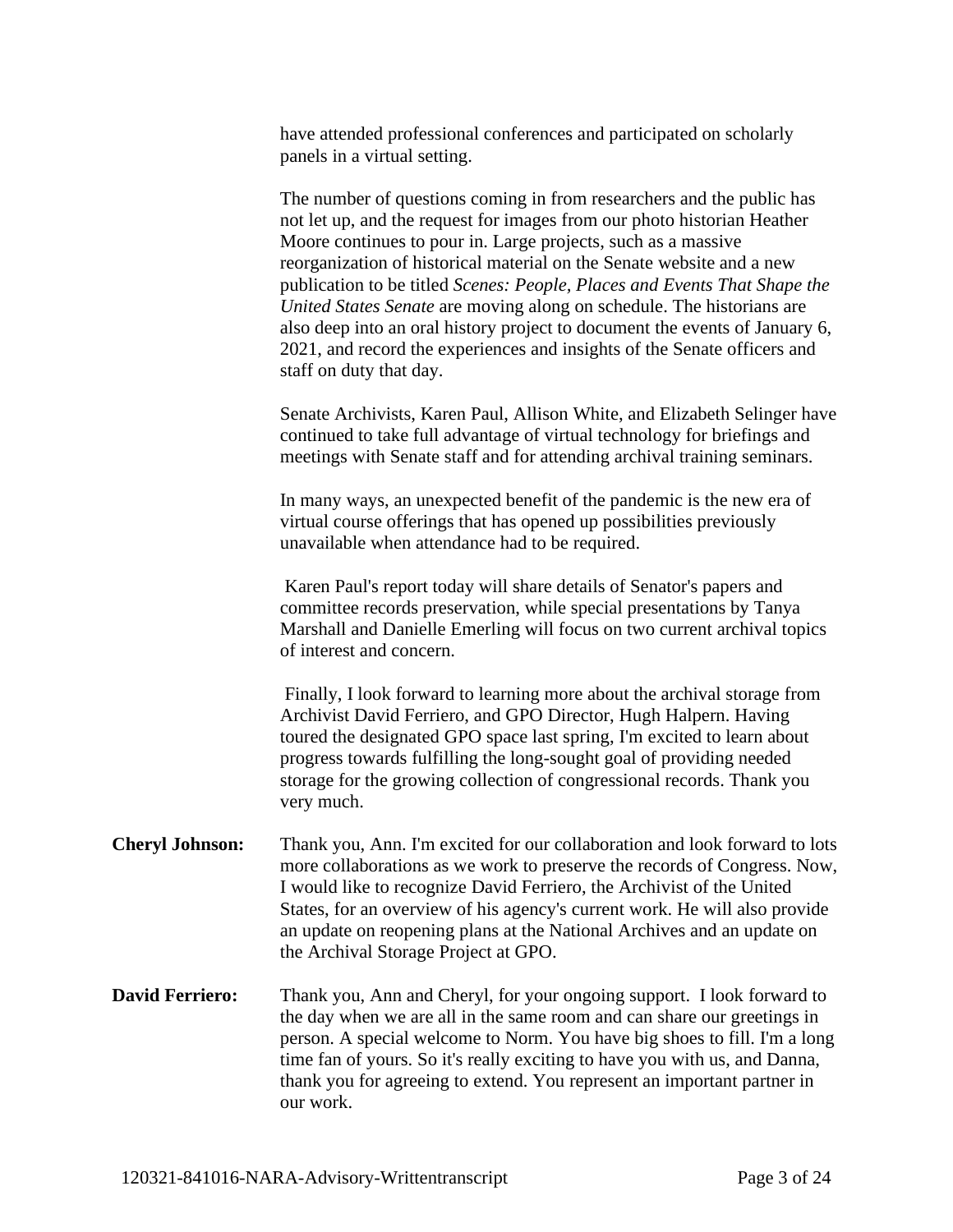have attended professional conferences and participated on scholarly panels in a virtual setting.

The number of questions coming in from researchers and the public has not let up, and the request for images from our photo historian Heather Moore continues to pour in. Large projects, such as a massive reorganization of historical material on the Senate website and a new publication to be titled *Scenes: People, Places and Events That Shape the United States Senate* are moving along on schedule. The historians are also deep into an oral history project to document the events of January 6, 2021, and record the experiences and insights of the Senate officers and staff on duty that day.

Senate Archivists, Karen Paul, Allison White, and Elizabeth Selinger have continued to take full advantage of virtual technology for briefings and meetings with Senate staff and for attending archival training seminars.

In many ways, an unexpected benefit of the pandemic is the new era of virtual course offerings that has opened up possibilities previously unavailable when attendance had to be required.

Karen Paul's report today will share details of Senator's papers and committee records preservation, while special presentations by Tanya Marshall and Danielle Emerling will focus on two current archival topics of interest and concern.

Finally, I look forward to learning more about the archival storage from Archivist David Ferriero, and GPO Director, Hugh Halpern. Having toured the designated GPO space last spring, I'm excited to learn about progress towards fulfilling the long-sought goal of providing needed storage for the growing collection of congressional records. Thank you very much.

**Cheryl Johnson:** Thank you, Ann. I'm excited for our collaboration and look forward to lots more collaborations as we work to preserve the records of Congress. Now, I would like to recognize David Ferriero, the Archivist of the United States, for an overview of his agency's current work. He will also provide an update on reopening plans at the National Archives and an update on the Archival Storage Project at GPO.

**David Ferriero:** Thank you, Ann and Cheryl, for your ongoing support. I look forward to the day when we are all in the same room and can share our greetings in person. A special welcome to Norm. You have big shoes to fill. I'm a long time fan of yours. So it's really exciting to have you with us, and Danna, thank you for agreeing to extend. You represent an important partner in our work.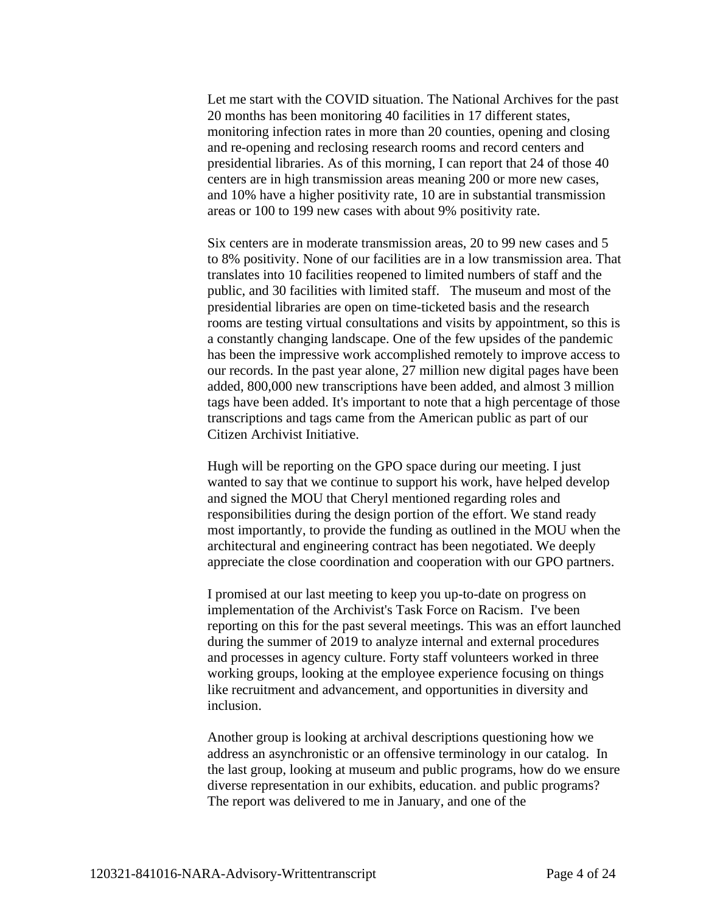Let me start with the COVID situation. The National Archives for the past 20 months has been monitoring 40 facilities in 17 different states, monitoring infection rates in more than 20 counties, opening and closing and re-opening and reclosing research rooms and record centers and presidential libraries. As of this morning, I can report that 24 of those 40 centers are in high transmission areas meaning 200 or more new cases, and 10% have a higher positivity rate, 10 are in substantial transmission areas or 100 to 199 new cases with about 9% positivity rate.

Six centers are in moderate transmission areas, 20 to 99 new cases and 5 to 8% positivity. None of our facilities are in a low transmission area. That translates into 10 facilities reopened to limited numbers of staff and the public, and 30 facilities with limited staff.   The museum and most of the presidential libraries are open on time-ticketed basis and the research rooms are testing virtual consultations and visits by appointment, so this is a constantly changing landscape. One of the few upsides of the pandemic has been the impressive work accomplished remotely to improve access to our records. In the past year alone, 27 million new digital pages have been added, 800,000 new transcriptions have been added, and almost 3 million tags have been added. It's important to note that a high percentage of those transcriptions and tags came from the American public as part of our Citizen Archivist Initiative.

Hugh will be reporting on the GPO space during our meeting. I just wanted to say that we continue to support his work, have helped develop and signed the MOU that Cheryl mentioned regarding roles and responsibilities during the design portion of the effort. We stand ready most importantly, to provide the funding as outlined in the MOU when the architectural and engineering contract has been negotiated. We deeply appreciate the close coordination and cooperation with our GPO partners.

I promised at our last meeting to keep you up-to-date on progress on implementation of the Archivist's Task Force on Racism.  I've been reporting on this for the past several meetings. This was an effort launched during the summer of 2019 to analyze internal and external procedures and processes in agency culture. Forty staff volunteers worked in three working groups, looking at the employee experience focusing on things like recruitment and advancement, and opportunities in diversity and inclusion.

Another group is looking at archival descriptions questioning how we address an asynchronistic or an offensive terminology in our catalog.  In the last group, looking at museum and public programs, how do we ensure diverse representation in our exhibits, education. and public programs? The report was delivered to me in January, and one of the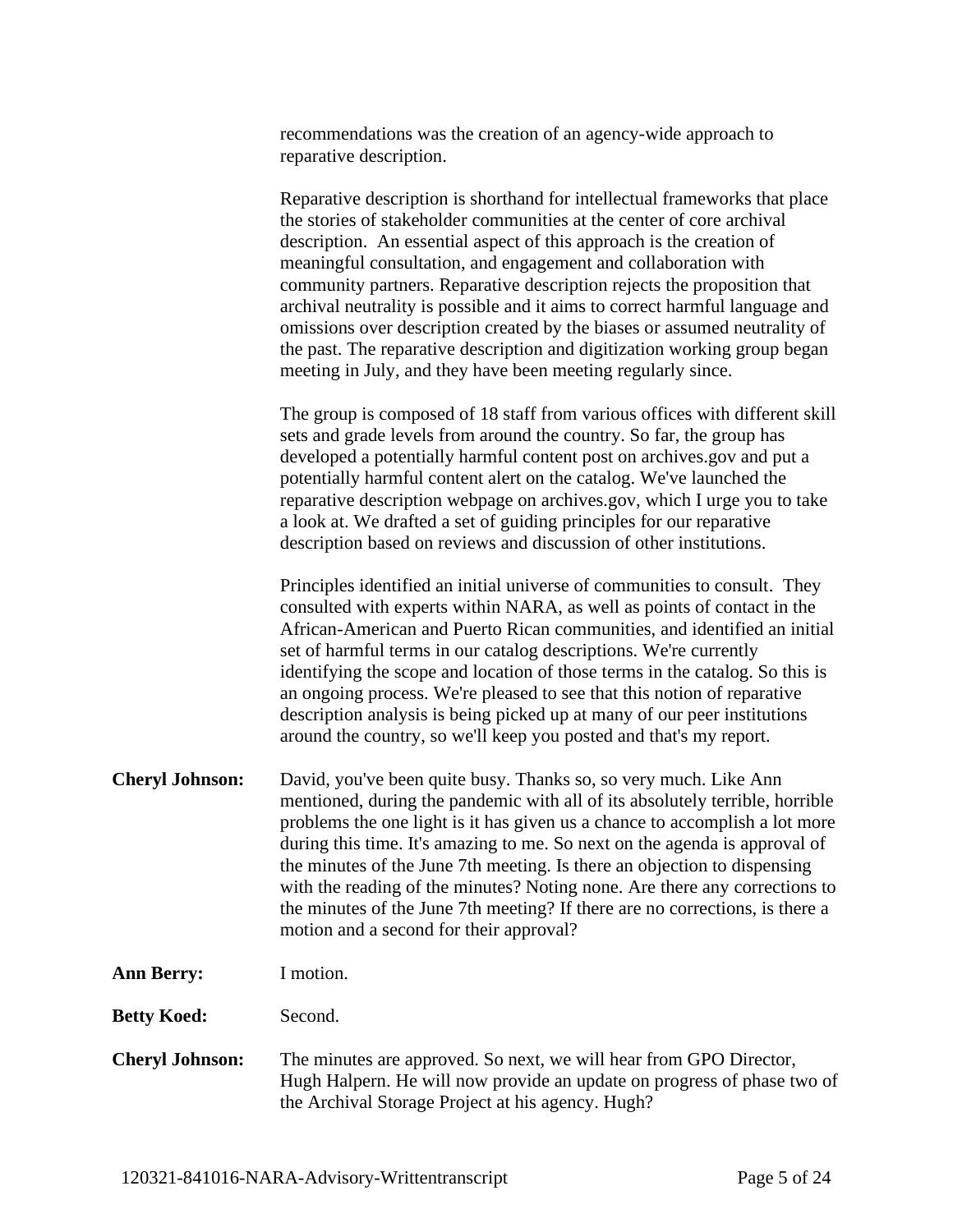recommendations was the creation of an agency-wide approach to reparative description.

Reparative description is shorthand for intellectual frameworks that place the stories of stakeholder communities at the center of core archival description. An essential aspect of this approach is the creation of meaningful consultation, and engagement and collaboration with community partners. Reparative description rejects the proposition that archival neutrality is possible and it aims to correct harmful language and omissions over description created by the biases or assumed neutrality of the past. The reparative description and digitization working group began meeting in July, and they have been meeting regularly since.

The group is composed of 18 staff from various offices with different skill sets and grade levels from around the country. So far, the group has developed a potentially harmful content post on archives.gov and put a potentially harmful content alert on the catalog. We've launched the reparative description webpage on archives.gov, which I urge you to take a look at. We drafted a set of guiding principles for our reparative description based on reviews and discussion of other institutions.

Principles identified an initial universe of communities to consult. They consulted with experts within NARA, as well as points of contact in the African-American and Puerto Rican communities, and identified an initial set of harmful terms in our catalog descriptions. We're currently identifying the scope and location of those terms in the catalog. So this is an ongoing process. We're pleased to see that this notion of reparative description analysis is being picked up at many of our peer institutions around the country, so we'll keep you posted and that's my report.

**Cheryl Johnson:** David, you've been quite busy. Thanks so, so very much. Like Ann mentioned, during the pandemic with all of its absolutely terrible, horrible problems the one light is it has given us a chance to accomplish a lot more during this time. It's amazing to me. So next on the agenda is approval of the minutes of the June 7th meeting. Is there an objection to dispensing with the reading of the minutes? Noting none. Are there any corrections to the minutes of the June 7th meeting? If there are no corrections, is there a motion and a second for their approval?

**Ann Berry:** I motion.

**Betty Koed:** Second.

**Cheryl Johnson:** The minutes are approved. So next, we will hear from GPO Director, Hugh Halpern. He will now provide an update on progress of phase two of the Archival Storage Project at his agency. Hugh?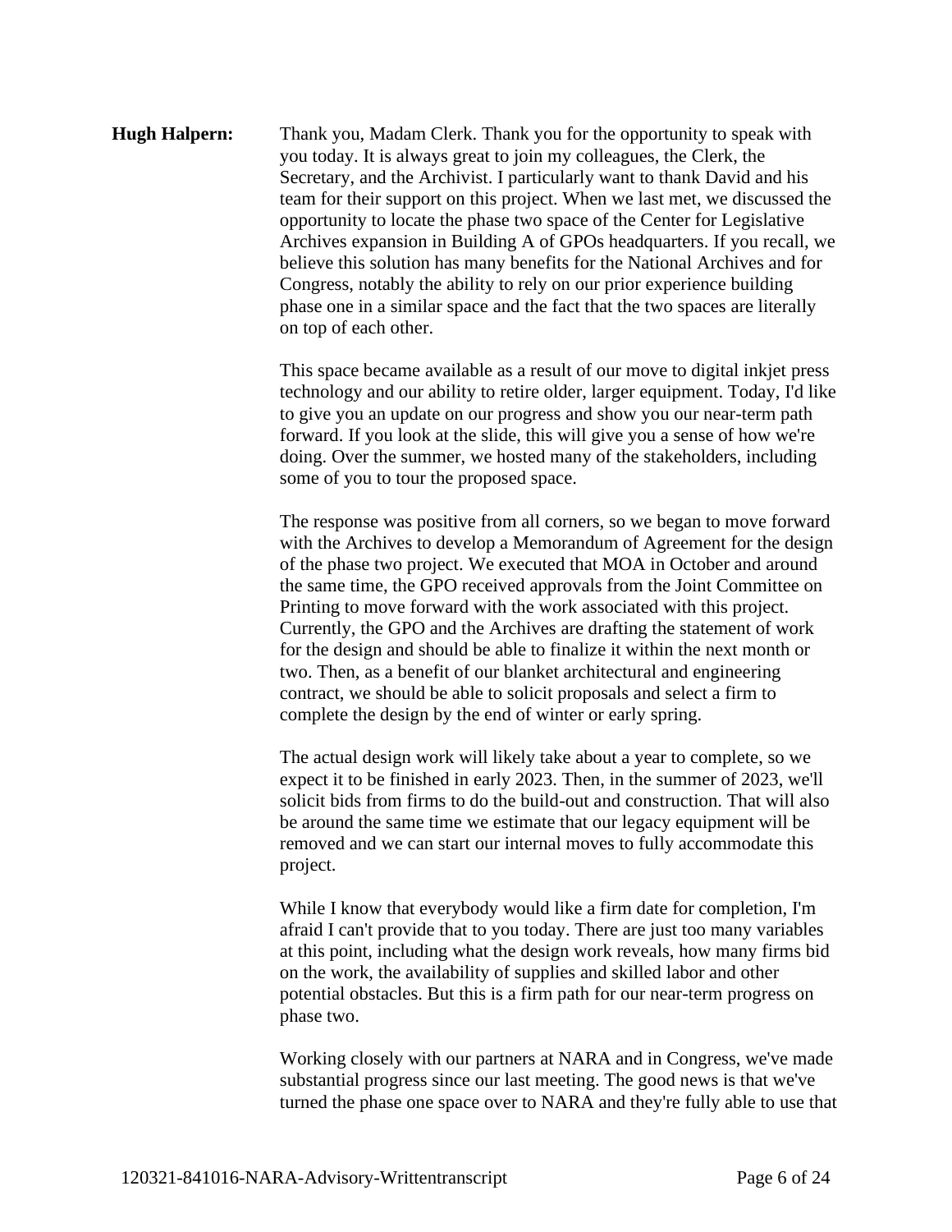**Hugh Halpern:** Thank you, Madam Clerk. Thank you for the opportunity to speak with you today. It is always great to join my colleagues, the Clerk, the Secretary, and the Archivist. I particularly want to thank David and his team for their support on this project. When we last met, we discussed the opportunity to locate the phase two space of the Center for Legislative Archives expansion in Building A of GPOs headquarters. If you recall, we believe this solution has many benefits for the National Archives and for Congress, notably the ability to rely on our prior experience building phase one in a similar space and the fact that the two spaces are literally on top of each other.

This space became available as a result of our move to digital inkjet press technology and our ability to retire older, larger equipment. Today, I'd like to give you an update on our progress and show you our near-term path forward. If you look at the slide, this will give you a sense of how we're doing. Over the summer, we hosted many of the stakeholders, including some of you to tour the proposed space.

The response was positive from all corners, so we began to move forward with the Archives to develop a Memorandum of Agreement for the design of the phase two project. We executed that MOA in October and around the same time, the GPO received approvals from the Joint Committee on Printing to move forward with the work associated with this project. Currently, the GPO and the Archives are drafting the statement of work for the design and should be able to finalize it within the next month or two. Then, as a benefit of our blanket architectural and engineering contract, we should be able to solicit proposals and select a firm to complete the design by the end of winter or early spring.

The actual design work will likely take about a year to complete, so we expect it to be finished in early 2023. Then, in the summer of 2023, we'll solicit bids from firms to do the build-out and construction. That will also be around the same time we estimate that our legacy equipment will be removed and we can start our internal moves to fully accommodate this project.

While I know that everybody would like a firm date for completion, I'm afraid I can't provide that to you today. There are just too many variables at this point, including what the design work reveals, how many firms bid on the work, the availability of supplies and skilled labor and other potential obstacles. But this is a firm path for our near-term progress on phase two.

Working closely with our partners at NARA and in Congress, we've made substantial progress since our last meeting. The good news is that we've turned the phase one space over to NARA and they're fully able to use that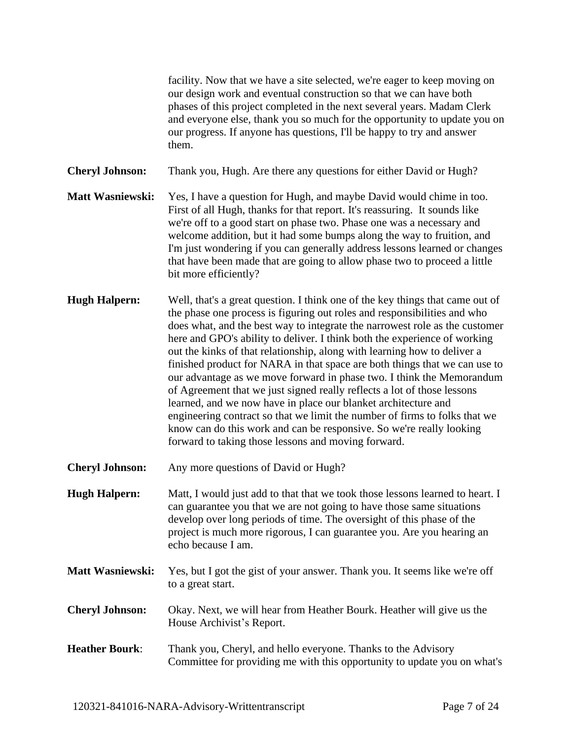facility. Now that we have a site selected, we're eager to keep moving on our design work and eventual construction so that we can have both phases of this project completed in the next several years. Madam Clerk and everyone else, thank you so much for the opportunity to update you on our progress. If anyone has questions, I'll be happy to try and answer them.

**Cheryl Johnson:** Thank you, Hugh. Are there any questions for either David or Hugh?

**Matt Wasniewski:** Yes, I have a question for Hugh, and maybe David would chime in too. First of all Hugh, thanks for that report. It's reassuring. It sounds like we're off to a good start on phase two. Phase one was a necessary and welcome addition, but it had some bumps along the way to fruition, and I'm just wondering if you can generally address lessons learned or changes that have been made that are going to allow phase two to proceed a little bit more efficiently?

**Hugh Halpern:** Well, that's a great question. I think one of the key things that came out of the phase one process is figuring out roles and responsibilities and who does what, and the best way to integrate the narrowest role as the customer here and GPO's ability to deliver. I think both the experience of working out the kinks of that relationship, along with learning how to deliver a finished product for NARA in that space are both things that we can use to our advantage as we move forward in phase two. I think the Memorandum of Agreement that we just signed really reflects a lot of those lessons learned, and we now have in place our blanket architecture and engineering contract so that we limit the number of firms to folks that we know can do this work and can be responsive. So we're really looking forward to taking those lessons and moving forward.

**Cheryl Johnson:** Any more questions of David or Hugh?

**Hugh Halpern:** Matt, I would just add to that that we took those lessons learned to heart. I can guarantee you that we are not going to have those same situations develop over long periods of time. The oversight of this phase of the project is much more rigorous, I can guarantee you. Are you hearing an echo because I am.

**Matt Wasniewski:** Yes, but I got the gist of your answer. Thank you. It seems like we're off to a great start.

**Cheryl Johnson:** Okay. Next, we will hear from Heather Bourk. Heather will give us the House Archivist's Report.

**Heather Bourk**: Thank you, Cheryl, and hello everyone. Thanks to the Advisory Committee for providing me with this opportunity to update you on what's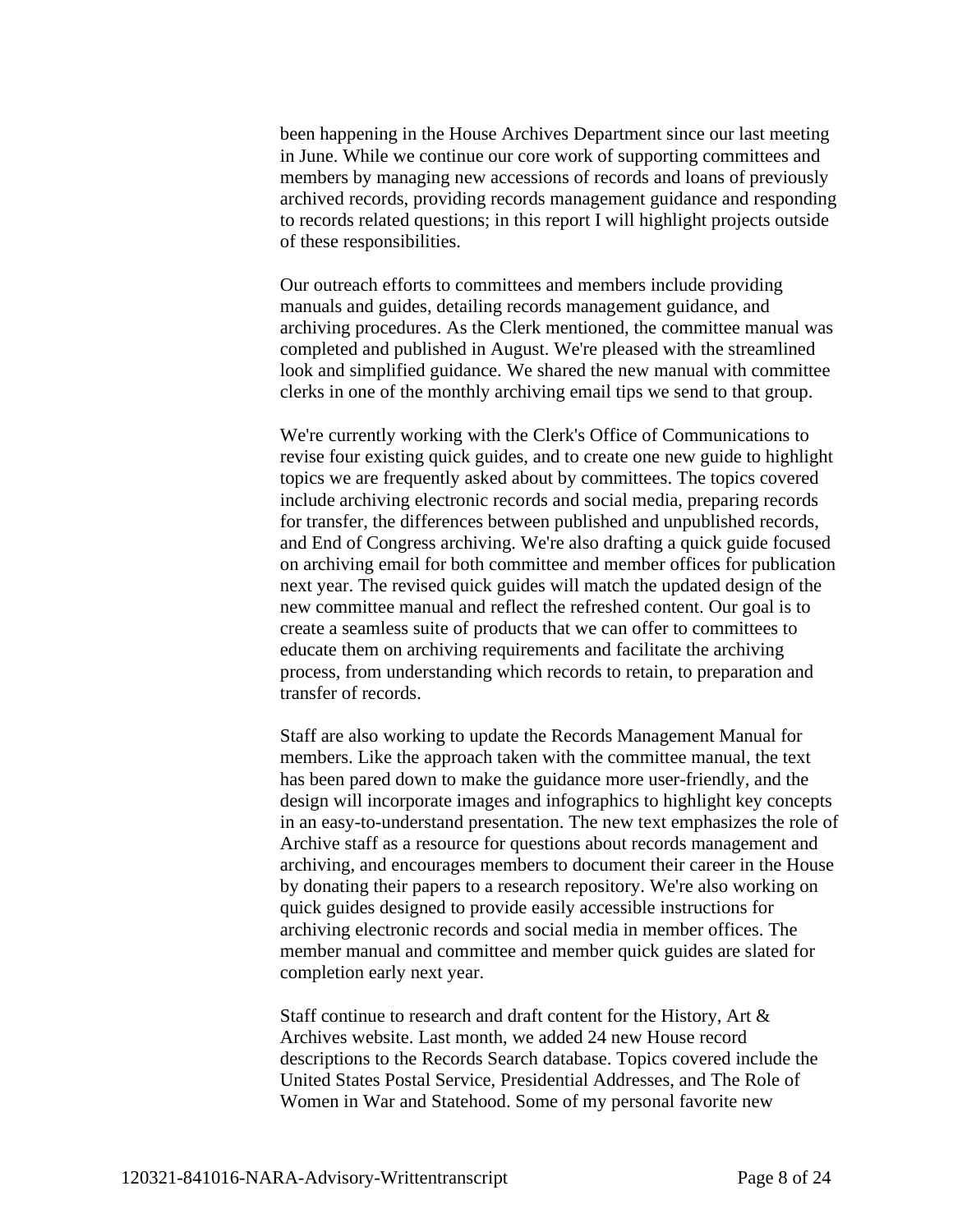been happening in the House Archives Department since our last meeting in June. While we continue our core work of supporting committees and members by managing new accessions of records and loans of previously archived records, providing records management guidance and responding to records related questions; in this report I will highlight projects outside of these responsibilities.

Our outreach efforts to committees and members include providing manuals and guides, detailing records management guidance, and archiving procedures. As the Clerk mentioned, the committee manual was completed and published in August. We're pleased with the streamlined look and simplified guidance. We shared the new manual with committee clerks in one of the monthly archiving email tips we send to that group.

We're currently working with the Clerk's Office of Communications to revise four existing quick guides, and to create one new guide to highlight topics we are frequently asked about by committees. The topics covered include archiving electronic records and social media, preparing records for transfer, the differences between published and unpublished records, and End of Congress archiving. We're also drafting a quick guide focused on archiving email for both committee and member offices for publication next year. The revised quick guides will match the updated design of the new committee manual and reflect the refreshed content. Our goal is to create a seamless suite of products that we can offer to committees to educate them on archiving requirements and facilitate the archiving process, from understanding which records to retain, to preparation and transfer of records.

Staff are also working to update the Records Management Manual for members. Like the approach taken with the committee manual, the text has been pared down to make the guidance more user-friendly, and the design will incorporate images and infographics to highlight key concepts in an easy-to-understand presentation. The new text emphasizes the role of Archive staff as a resource for questions about records management and archiving, and encourages members to document their career in the House by donating their papers to a research repository. We're also working on quick guides designed to provide easily accessible instructions for archiving electronic records and social media in member offices. The member manual and committee and member quick guides are slated for completion early next year.

Staff continue to research and draft content for the History, Art & Archives website. Last month, we added 24 new House record descriptions to the Records Search database. Topics covered include the United States Postal Service, Presidential Addresses, and The Role of Women in War and Statehood. Some of my personal favorite new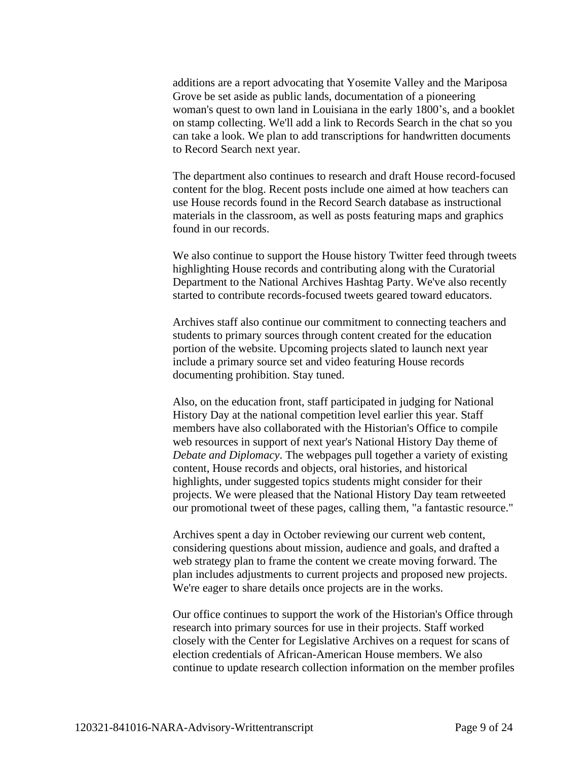additions are a report advocating that Yosemite Valley and the Mariposa Grove be set aside as public lands, documentation of a pioneering woman's quest to own land in Louisiana in the early 1800's, and a booklet on stamp collecting. We'll add a link to Records Search in the chat so you can take a look. We plan to add transcriptions for handwritten documents to Record Search next year.

The department also continues to research and draft House record-focused content for the blog. Recent posts include one aimed at how teachers can use House records found in the Record Search database as instructional materials in the classroom, as well as posts featuring maps and graphics found in our records.

We also continue to support the House history Twitter feed through tweets highlighting House records and contributing along with the Curatorial Department to the National Archives Hashtag Party. We've also recently started to contribute records-focused tweets geared toward educators.

Archives staff also continue our commitment to connecting teachers and students to primary sources through content created for the education portion of the website. Upcoming projects slated to launch next year include a primary source set and video featuring House records documenting prohibition. Stay tuned.

Also, on the education front, staff participated in judging for National History Day at the national competition level earlier this year. Staff members have also collaborated with the Historian's Office to compile web resources in support of next year's National History Day theme of *Debate and Diplomacy*. The webpages pull together a variety of existing content, House records and objects, oral histories, and historical highlights, under suggested topics students might consider for their projects. We were pleased that the National History Day team retweeted our promotional tweet of these pages, calling them, "a fantastic resource."

Archives spent a day in October reviewing our current web content, considering questions about mission, audience and goals, and drafted a web strategy plan to frame the content we create moving forward. The plan includes adjustments to current projects and proposed new projects. We're eager to share details once projects are in the works.

Our office continues to support the work of the Historian's Office through research into primary sources for use in their projects. Staff worked closely with the Center for Legislative Archives on a request for scans of election credentials of African-American House members. We also continue to update research collection information on the member profiles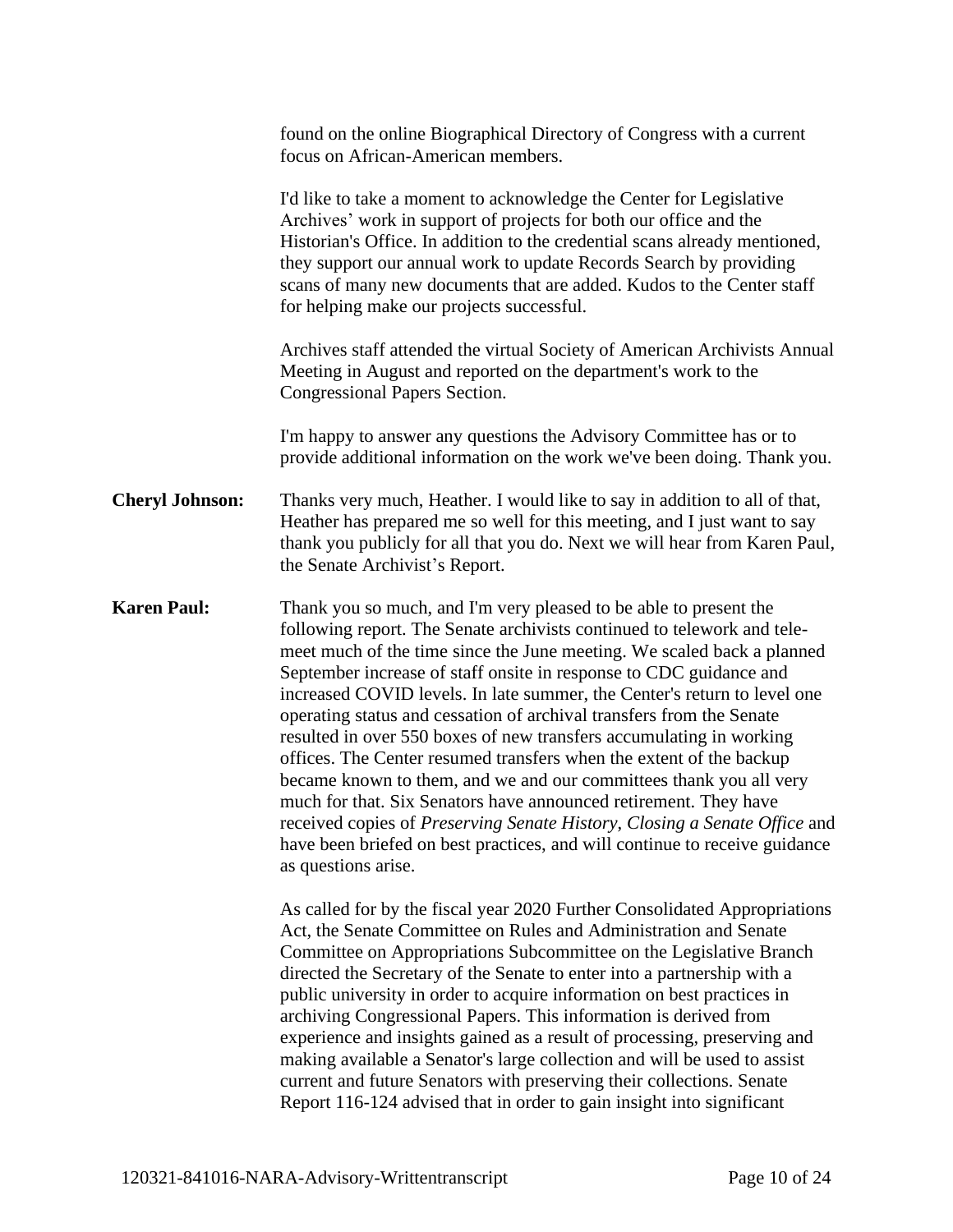found on the online Biographical Directory of Congress with a current focus on African-American members.

I'd like to take a moment to acknowledge the Center for Legislative Archives' work in support of projects for both our office and the Historian's Office. In addition to the credential scans already mentioned, they support our annual work to update Records Search by providing scans of many new documents that are added. Kudos to the Center staff for helping make our projects successful.

Archives staff attended the virtual Society of American Archivists Annual Meeting in August and reported on the department's work to the Congressional Papers Section.

I'm happy to answer any questions the Advisory Committee has or to provide additional information on the work we've been doing. Thank you.

**Cheryl Johnson:** Thanks very much, Heather. I would like to say in addition to all of that, Heather has prepared me so well for this meeting, and I just want to say thank you publicly for all that you do. Next we will hear from Karen Paul, the Senate Archivist's Report.

**Karen Paul:** Thank you so much, and I'm very pleased to be able to present the following report. The Senate archivists continued to telework and tele-meet much of the time since the June meeting. We scaled back a planned September increase of staff onsite in response to CDC guidance and increased COVID levels. In late summer, the Center's return to level one operating status and cessation of archival transfers from the Senate resulted in over 550 boxes of new transfers accumulating in working offices. The Center resumed transfers when the extent of the backup became known to them, and we and our committees thank you all very much for that. Six Senators have announced retirement. They have received copies of *Preserving Senate History*, *Closing a Senate Office* and have been briefed on best practices, and will continue to receive guidance as questions arise.

As called for by the fiscal year 2020 Further Consolidated Appropriations Act, the Senate Committee on Rules and Administration and Senate Committee on Appropriations Subcommittee on the Legislative Branch directed the Secretary of the Senate to enter into a partnership with a public university in order to acquire information on best practices in archiving Congressional Papers. This information is derived from experience and insights gained as a result of processing, preserving and making available a Senator's large collection and will be used to assist current and future Senators with preserving their collections. Senate Report 116-124 advised that in order to gain insight into significant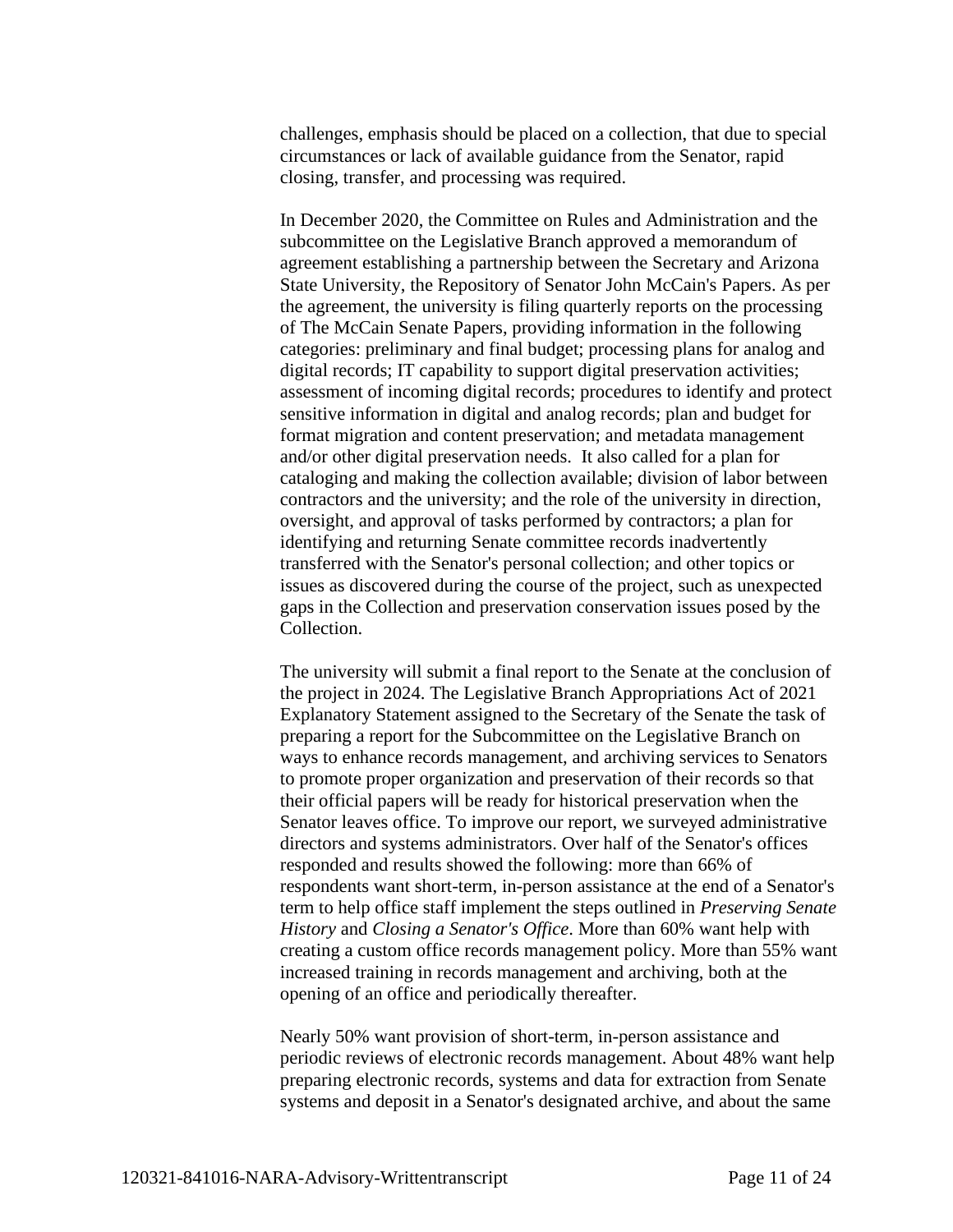challenges, emphasis should be placed on a collection, that due to special circumstances or lack of available guidance from the Senator, rapid closing, transfer, and processing was required.

In December 2020, the Committee on Rules and Administration and the subcommittee on the Legislative Branch approved a memorandum of agreement establishing a partnership between the Secretary and Arizona State University, the Repository of Senator John McCain's Papers. As per the agreement, the university is filing quarterly reports on the processing of The McCain Senate Papers, providing information in the following categories: preliminary and final budget; processing plans for analog and digital records; IT capability to support digital preservation activities; assessment of incoming digital records; procedures to identify and protect sensitive information in digital and analog records; plan and budget for format migration and content preservation; and metadata management and/or other digital preservation needs. It also called for a plan for cataloging and making the collection available; division of labor between contractors and the university; and the role of the university in direction, oversight, and approval of tasks performed by contractors; a plan for identifying and returning Senate committee records inadvertently transferred with the Senator's personal collection; and other topics or issues as discovered during the course of the project, such as unexpected gaps in the Collection and preservation conservation issues posed by the Collection.

The university will submit a final report to the Senate at the conclusion of the project in 2024. The Legislative Branch Appropriations Act of 2021 Explanatory Statement assigned to the Secretary of the Senate the task of preparing a report for the Subcommittee on the Legislative Branch on ways to enhance records management, and archiving services to Senators to promote proper organization and preservation of their records so that their official papers will be ready for historical preservation when the Senator leaves office. To improve our report, we surveyed administrative directors and systems administrators. Over half of the Senator's offices responded and results showed the following: more than 66% of respondents want short-term, in-person assistance at the end of a Senator's term to help office staff implement the steps outlined in *Preserving Senate History* and *Closing a Senator's Office*. More than 60% want help with creating a custom office records management policy. More than 55% want increased training in records management and archiving, both at the opening of an office and periodically thereafter.

Nearly 50% want provision of short-term, in-person assistance and periodic reviews of electronic records management. About 48% want help preparing electronic records, systems and data for extraction from Senate systems and deposit in a Senator's designated archive, and about the same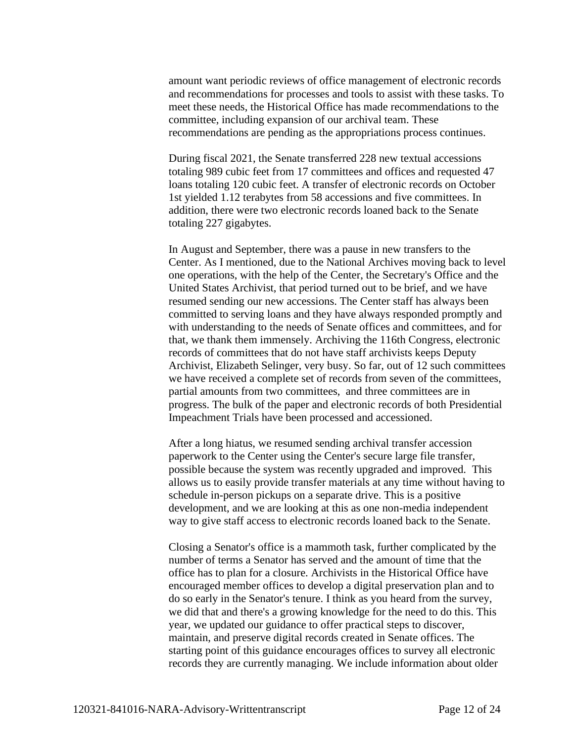amount want periodic reviews of office management of electronic records and recommendations for processes and tools to assist with these tasks. To meet these needs, the Historical Office has made recommendations to the committee, including expansion of our archival team. These recommendations are pending as the appropriations process continues.

During fiscal 2021, the Senate transferred 228 new textual accessions totaling 989 cubic feet from 17 committees and offices and requested 47 loans totaling 120 cubic feet. A transfer of electronic records on October 1st yielded 1.12 terabytes from 58 accessions and five committees. In addition, there were two electronic records loaned back to the Senate totaling 227 gigabytes.

In August and September, there was a pause in new transfers to the Center. As I mentioned, due to the National Archives moving back to level one operations, with the help of the Center, the Secretary's Office and the United States Archivist, that period turned out to be brief, and we have resumed sending our new accessions. The Center staff has always been committed to serving loans and they have always responded promptly and with understanding to the needs of Senate offices and committees, and for that, we thank them immensely. Archiving the 116th Congress, electronic records of committees that do not have staff archivists keeps Deputy Archivist, Elizabeth Selinger, very busy. So far, out of 12 such committees we have received a complete set of records from seven of the committees, partial amounts from two committees, and three committees are in progress. The bulk of the paper and electronic records of both Presidential Impeachment Trials have been processed and accessioned.

After a long hiatus, we resumed sending archival transfer accession paperwork to the Center using the Center's secure large file transfer, possible because the system was recently upgraded and improved. This allows us to easily provide transfer materials at any time without having to schedule in-person pickups on a separate drive. This is a positive development, and we are looking at this as one non-media independent way to give staff access to electronic records loaned back to the Senate.

Closing a Senator's office is a mammoth task, further complicated by the number of terms a Senator has served and the amount of time that the office has to plan for a closure. Archivists in the Historical Office have encouraged member offices to develop a digital preservation plan and to do so early in the Senator's tenure. I think as you heard from the survey, we did that and there's a growing knowledge for the need to do this. This year, we updated our guidance to offer practical steps to discover, maintain, and preserve digital records created in Senate offices. The starting point of this guidance encourages offices to survey all electronic records they are currently managing. We include information about older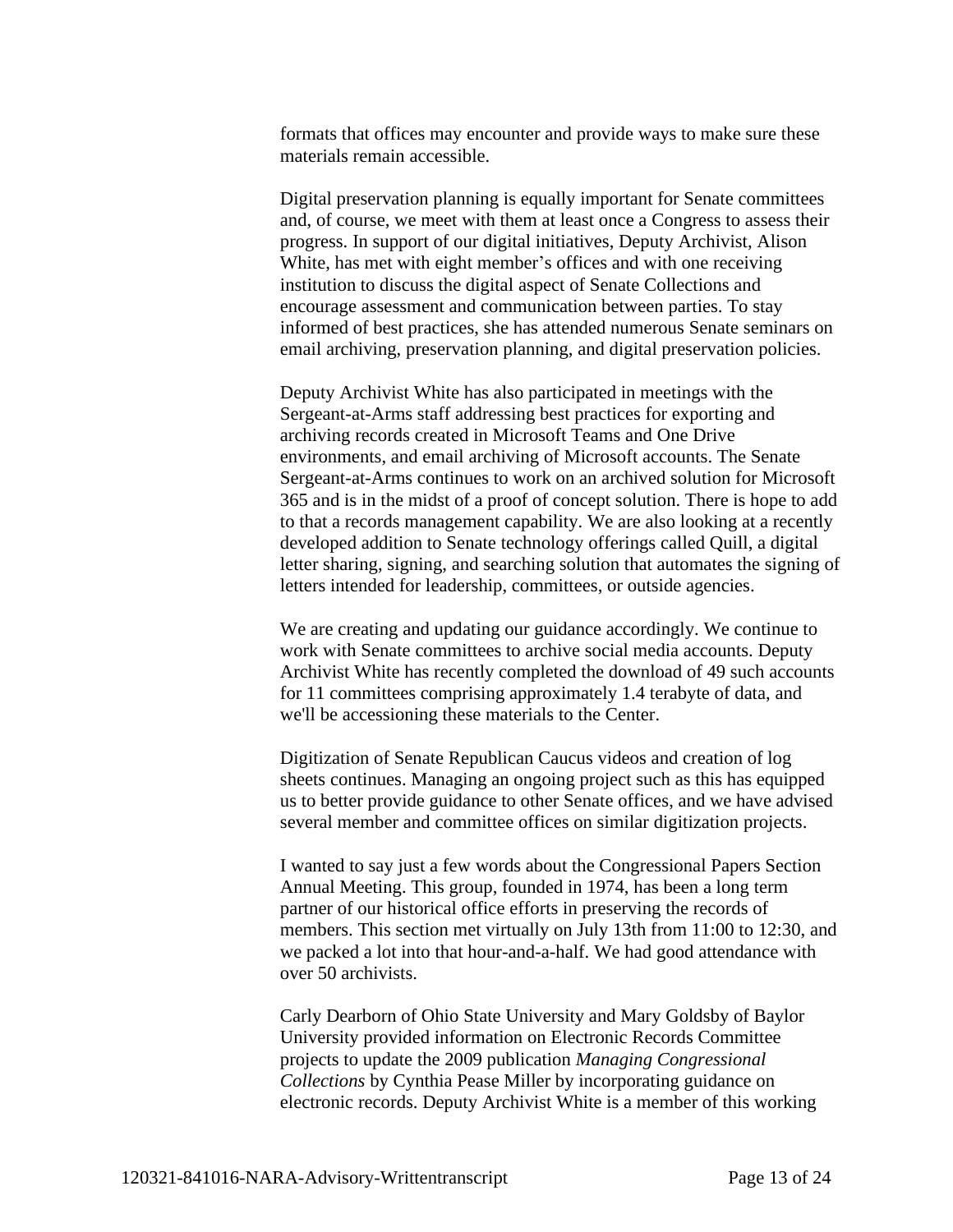formats that offices may encounter and provide ways to make sure these materials remain accessible.

Digital preservation planning is equally important for Senate committees and, of course, we meet with them at least once a Congress to assess their progress. In support of our digital initiatives, Deputy Archivist, Alison White, has met with eight member's offices and with one receiving institution to discuss the digital aspect of Senate Collections and encourage assessment and communication between parties. To stay informed of best practices, she has attended numerous Senate seminars on email archiving, preservation planning, and digital preservation policies.

Deputy Archivist White has also participated in meetings with the Sergeant-at-Arms staff addressing best practices for exporting and archiving records created in Microsoft Teams and One Drive environments, and email archiving of Microsoft accounts. The Senate Sergeant-at-Arms continues to work on an archived solution for Microsoft 365 and is in the midst of a proof of concept solution. There is hope to add to that a records management capability. We are also looking at a recently developed addition to Senate technology offerings called Quill, a digital letter sharing, signing, and searching solution that automates the signing of letters intended for leadership, committees, or outside agencies.

We are creating and updating our guidance accordingly. We continue to work with Senate committees to archive social media accounts. Deputy Archivist White has recently completed the download of 49 such accounts for 11 committees comprising approximately 1.4 terabyte of data, and we'll be accessioning these materials to the Center.

Digitization of Senate Republican Caucus videos and creation of log sheets continues. Managing an ongoing project such as this has equipped us to better provide guidance to other Senate offices, and we have advised several member and committee offices on similar digitization projects.

I wanted to say just a few words about the Congressional Papers Section Annual Meeting. This group, founded in 1974, has been a long term partner of our historical office efforts in preserving the records of members. This section met virtually on July 13th from 11:00 to 12:30, and we packed a lot into that hour-and-a-half. We had good attendance with over 50 archivists.

Carly Dearborn of Ohio State University and Mary Goldsby of Baylor University provided information on Electronic Records Committee projects to update the 2009 publication *Managing Congressional Collections* by Cynthia Pease Miller by incorporating guidance on electronic records. Deputy Archivist White is a member of this working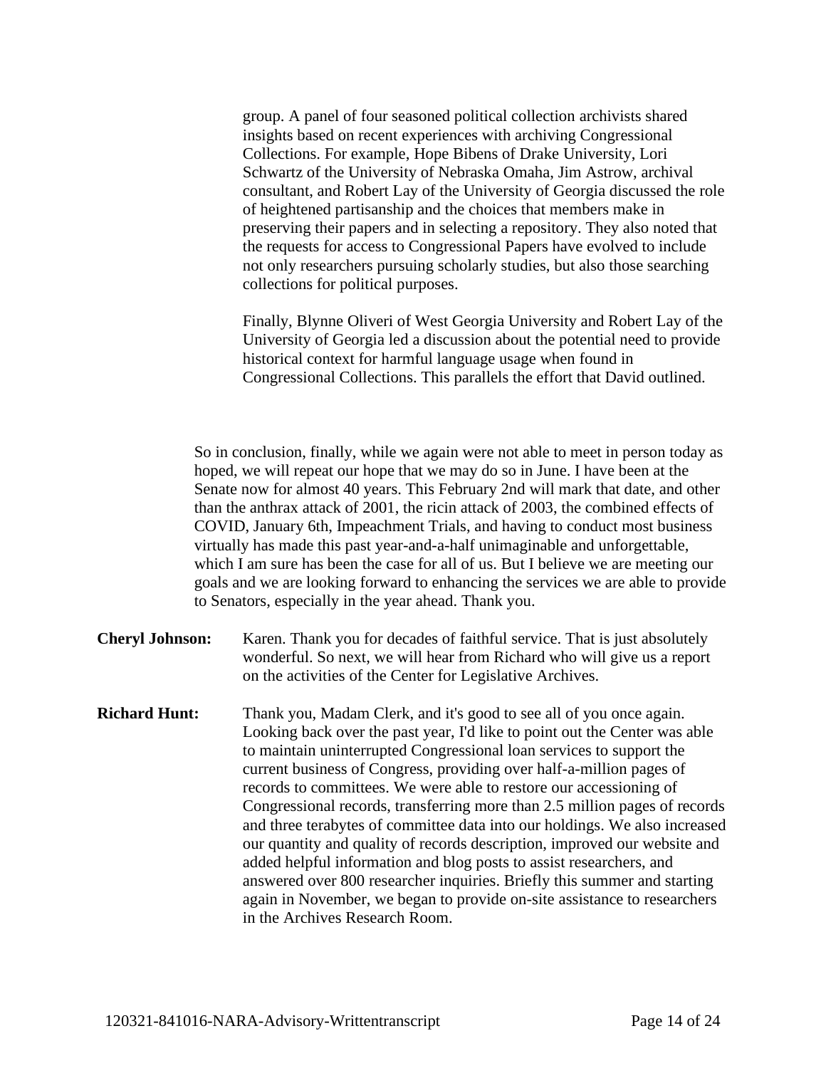group. A panel of four seasoned political collection archivists shared insights based on recent experiences with archiving Congressional Collections. For example, Hope Bibens of Drake University, Lori Schwartz of the University of Nebraska Omaha, Jim Astrow, archival consultant, and Robert Lay of the University of Georgia discussed the role of heightened partisanship and the choices that members make in preserving their papers and in selecting a repository. They also noted that the requests for access to Congressional Papers have evolved to include not only researchers pursuing scholarly studies, but also those searching collections for political purposes.

Finally, Blynne Oliveri of West Georgia University and Robert Lay of the University of Georgia led a discussion about the potential need to provide historical context for harmful language usage when found in Congressional Collections. This parallels the effort that David outlined.

So in conclusion, finally, while we again were not able to meet in person today as hoped, we will repeat our hope that we may do so in June. I have been at the Senate now for almost 40 years. This February 2nd will mark that date, and other than the anthrax attack of 2001, the ricin attack of 2003, the combined effects of COVID, January 6th, Impeachment Trials, and having to conduct most business virtually has made this past year-and-a-half unimaginable and unforgettable, which I am sure has been the case for all of us. But I believe we are meeting our goals and we are looking forward to enhancing the services we are able to provide to Senators, especially in the year ahead. Thank you.

**Cheryl Johnson:** Karen. Thank you for decades of faithful service. That is just absolutely wonderful. So next, we will hear from Richard who will give us a report on the activities of the Center for Legislative Archives.

**Richard Hunt:** Thank you, Madam Clerk, and it's good to see all of you once again. Looking back over the past year, I'd like to point out the Center was able to maintain uninterrupted Congressional loan services to support the current business of Congress, providing over half-a-million pages of records to committees. We were able to restore our accessioning of Congressional records, transferring more than 2.5 million pages of records and three terabytes of committee data into our holdings. We also increased our quantity and quality of records description, improved our website and added helpful information and blog posts to assist researchers, and answered over 800 researcher inquiries. Briefly this summer and starting again in November, we began to provide on-site assistance to researchers in the Archives Research Room.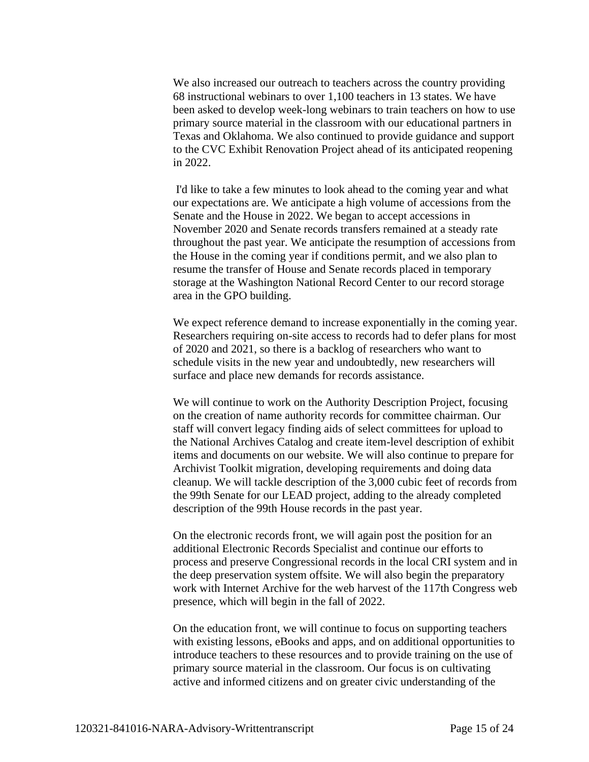We also increased our outreach to teachers across the country providing 68 instructional webinars to over 1,100 teachers in 13 states. We have been asked to develop week-long webinars to train teachers on how to use primary source material in the classroom with our educational partners in Texas and Oklahoma. We also continued to provide guidance and support to the CVC Exhibit Renovation Project ahead of its anticipated reopening in 2022.

I'd like to take a few minutes to look ahead to the coming year and what our expectations are. We anticipate a high volume of accessions from the Senate and the House in 2022. We began to accept accessions in November 2020 and Senate records transfers remained at a steady rate throughout the past year. We anticipate the resumption of accessions from the House in the coming year if conditions permit, and we also plan to resume the transfer of House and Senate records placed in temporary storage at the Washington National Record Center to our record storage area in the GPO building.

We expect reference demand to increase exponentially in the coming year. Researchers requiring on-site access to records had to defer plans for most of 2020 and 2021, so there is a backlog of researchers who want to schedule visits in the new year and undoubtedly, new researchers will surface and place new demands for records assistance.

We will continue to work on the Authority Description Project, focusing on the creation of name authority records for committee chairman. Our staff will convert legacy finding aids of select committees for upload to the National Archives Catalog and create item-level description of exhibit items and documents on our website. We will also continue to prepare for Archivist Toolkit migration, developing requirements and doing data cleanup. We will tackle description of the 3,000 cubic feet of records from the 99th Senate for our LEAD project, adding to the already completed description of the 99th House records in the past year.

On the electronic records front, we will again post the position for an additional Electronic Records Specialist and continue our efforts to process and preserve Congressional records in the local CRI system and in the deep preservation system offsite. We will also begin the preparatory work with Internet Archive for the web harvest of the 117th Congress web presence, which will begin in the fall of 2022.

On the education front, we will continue to focus on supporting teachers with existing lessons, eBooks and apps, and on additional opportunities to introduce teachers to these resources and to provide training on the use of primary source material in the classroom. Our focus is on cultivating active and informed citizens and on greater civic understanding of the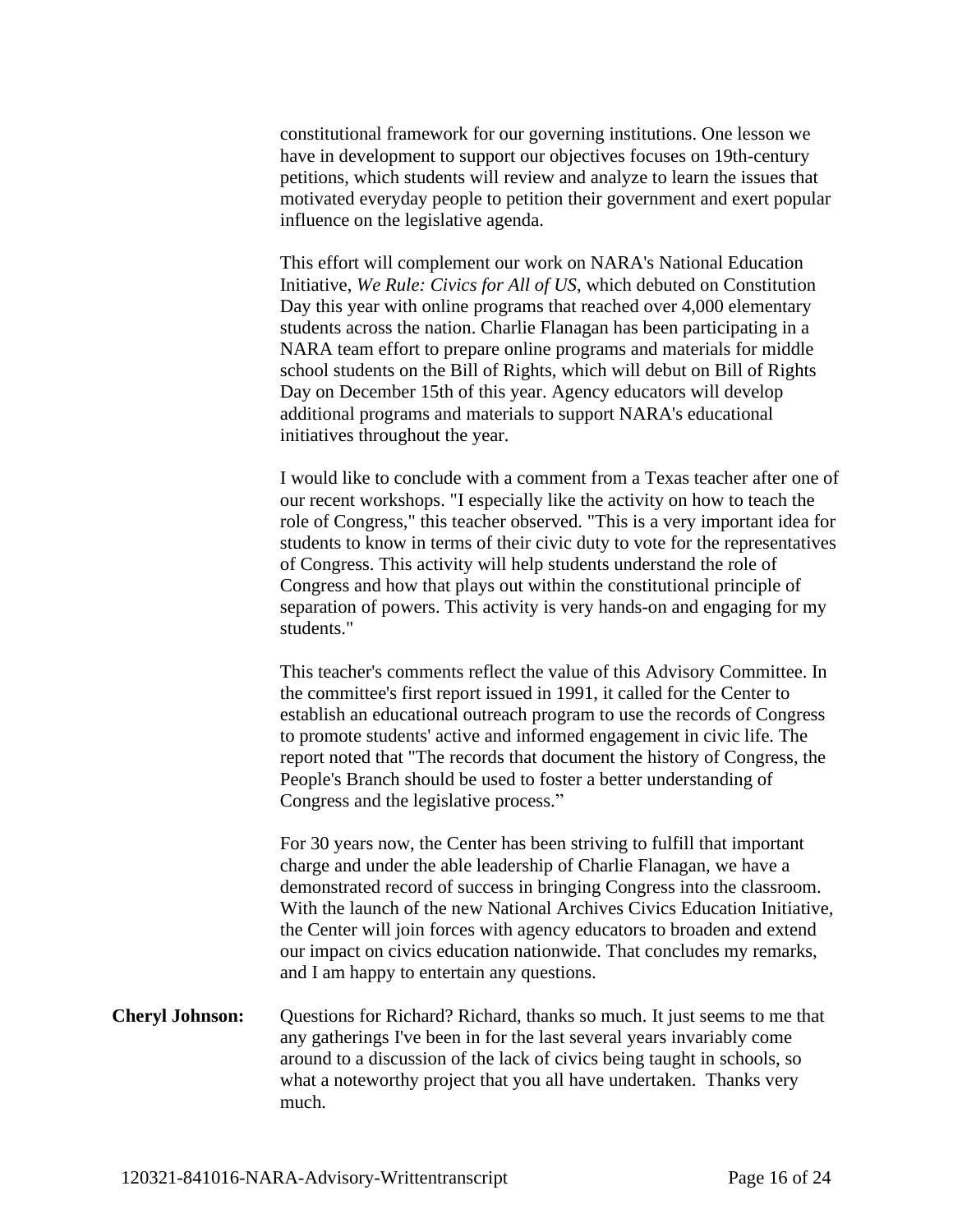constitutional framework for our governing institutions. One lesson we have in development to support our objectives focuses on 19th-century petitions, which students will review and analyze to learn the issues that motivated everyday people to petition their government and exert popular influence on the legislative agenda.

This effort will complement our work on NARA's National Education Initiative, *We Rule: Civics for All of US*, which debuted on Constitution Day this year with online programs that reached over 4,000 elementary students across the nation. Charlie Flanagan has been participating in a NARA team effort to prepare online programs and materials for middle school students on the Bill of Rights, which will debut on Bill of Rights Day on December 15th of this year. Agency educators will develop additional programs and materials to support NARA's educational initiatives throughout the year.

I would like to conclude with a comment from a Texas teacher after one of our recent workshops. "I especially like the activity on how to teach the role of Congress," this teacher observed. "This is a very important idea for students to know in terms of their civic duty to vote for the representatives of Congress. This activity will help students understand the role of Congress and how that plays out within the constitutional principle of separation of powers. This activity is very hands-on and engaging for my students."

This teacher's comments reflect the value of this Advisory Committee. In the committee's first report issued in 1991, it called for the Center to establish an educational outreach program to use the records of Congress to promote students' active and informed engagement in civic life. The report noted that "The records that document the history of Congress, the People's Branch should be used to foster a better understanding of Congress and the legislative process."

For 30 years now, the Center has been striving to fulfill that important charge and under the able leadership of Charlie Flanagan, we have a demonstrated record of success in bringing Congress into the classroom. With the launch of the new National Archives Civics Education Initiative, the Center will join forces with agency educators to broaden and extend our impact on civics education nationwide. That concludes my remarks, and I am happy to entertain any questions.

**Cheryl Johnson:** Questions for Richard? Richard, thanks so much. It just seems to me that any gatherings I've been in for the last several years invariably come around to a discussion of the lack of civics being taught in schools, so what a noteworthy project that you all have undertaken. Thanks very much.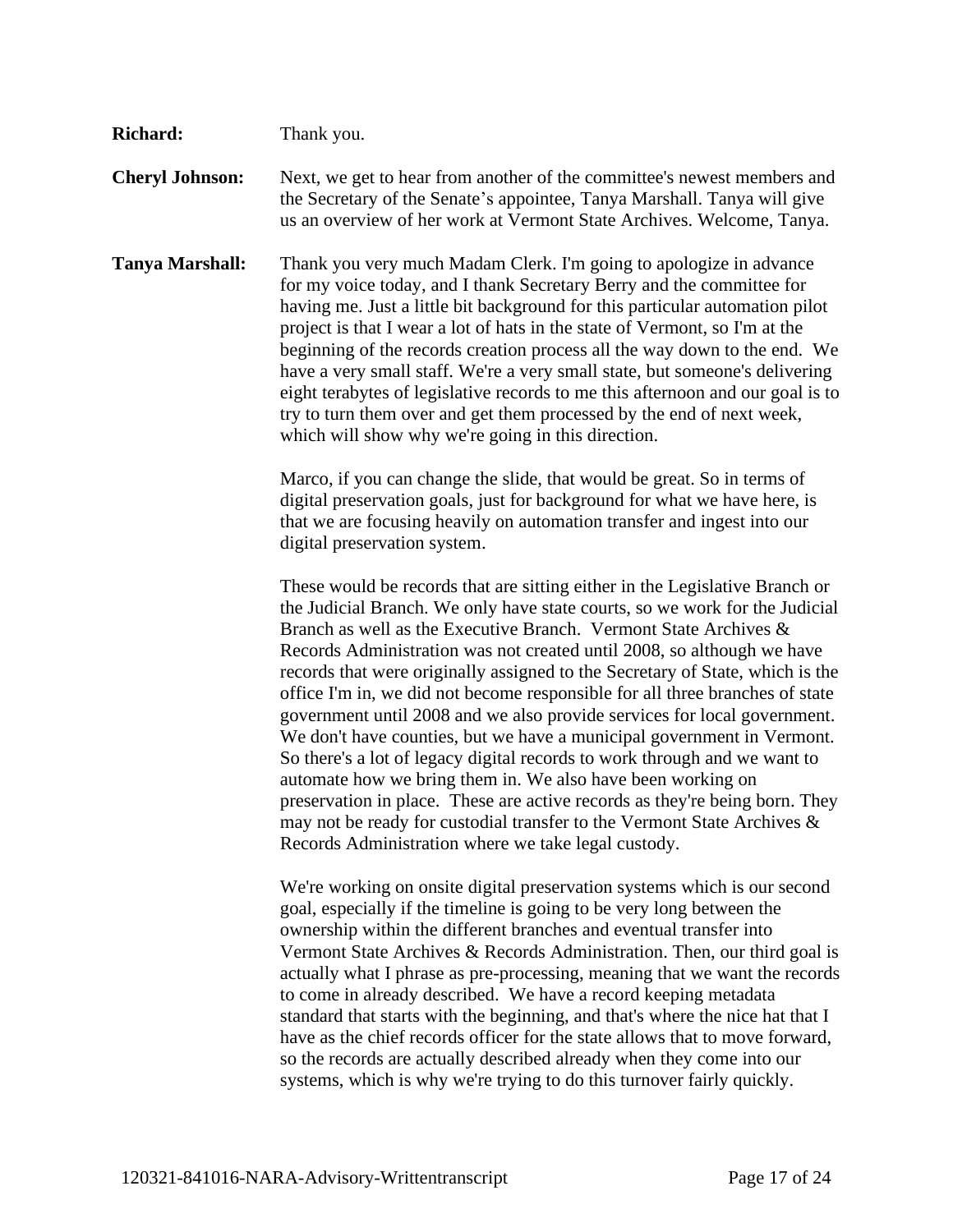**Richard:** Thank you.

**Cheryl Johnson:** Next, we get to hear from another of the committee's newest members and the Secretary of the Senate's appointee, Tanya Marshall. Tanya will give us an overview of her work at Vermont State Archives. Welcome, Tanya.

**Tanya Marshall:** Thank you very much Madam Clerk. I'm going to apologize in advance for my voice today, and I thank Secretary Berry and the committee for having me. Just a little bit background for this particular automation pilot project is that I wear a lot of hats in the state of Vermont, so I'm at the beginning of the records creation process all the way down to the end. We have a very small staff. We're a very small state, but someone's delivering eight terabytes of legislative records to me this afternoon and our goal is to try to turn them over and get them processed by the end of next week, which will show why we're going in this direction.

Marco, if you can change the slide, that would be great. So in terms of digital preservation goals, just for background for what we have here, is that we are focusing heavily on automation transfer and ingest into our digital preservation system.

These would be records that are sitting either in the Legislative Branch or the Judicial Branch. We only have state courts, so we work for the Judicial Branch as well as the Executive Branch. Vermont State Archives & Records Administration was not created until 2008, so although we have records that were originally assigned to the Secretary of State, which is the office I'm in, we did not become responsible for all three branches of state government until 2008 and we also provide services for local government. We don't have counties, but we have a municipal government in Vermont. So there's a lot of legacy digital records to work through and we want to automate how we bring them in. We also have been working on preservation in place. These are active records as they're being born. They may not be ready for custodial transfer to the Vermont State Archives & Records Administration where we take legal custody.

We're working on onsite digital preservation systems which is our second goal, especially if the timeline is going to be very long between the ownership within the different branches and eventual transfer into Vermont State Archives & Records Administration. Then, our third goal is actually what I phrase as pre-processing, meaning that we want the records to come in already described. We have a record keeping metadata standard that starts with the beginning, and that's where the nice hat that I have as the chief records officer for the state allows that to move forward, so the records are actually described already when they come into our systems, which is why we're trying to do this turnover fairly quickly.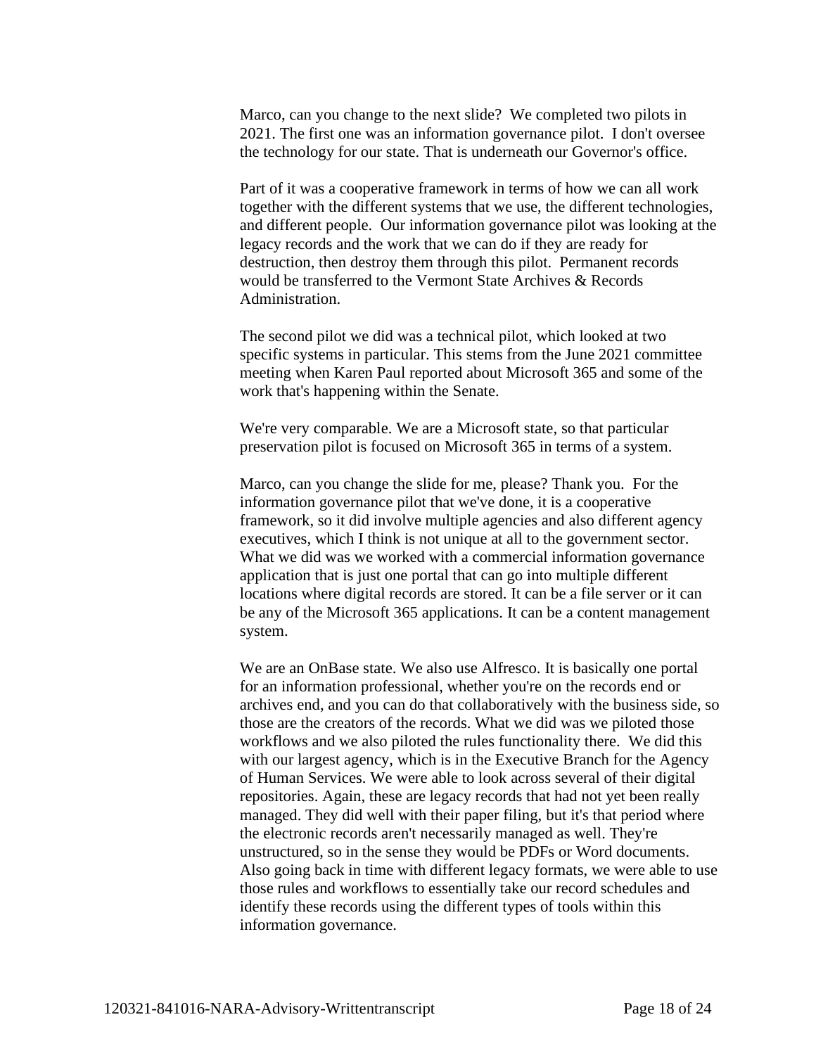Marco, can you change to the next slide? We completed two pilots in 2021. The first one was an information governance pilot. I don't oversee the technology for our state. That is underneath our Governor's office.

Part of it was a cooperative framework in terms of how we can all work together with the different systems that we use, the different technologies, and different people. Our information governance pilot was looking at the legacy records and the work that we can do if they are ready for destruction, then destroy them through this pilot. Permanent records would be transferred to the Vermont State Archives & Records Administration.

The second pilot we did was a technical pilot, which looked at two specific systems in particular. This stems from the June 2021 committee meeting when Karen Paul reported about Microsoft 365 and some of the work that's happening within the Senate.

We're very comparable. We are a Microsoft state, so that particular preservation pilot is focused on Microsoft 365 in terms of a system.

Marco, can you change the slide for me, please? Thank you. For the information governance pilot that we've done, it is a cooperative framework, so it did involve multiple agencies and also different agency executives, which I think is not unique at all to the government sector. What we did was we worked with a commercial information governance application that is just one portal that can go into multiple different locations where digital records are stored. It can be a file server or it can be any of the Microsoft 365 applications. It can be a content management system.

We are an OnBase state. We also use Alfresco. It is basically one portal for an information professional, whether you're on the records end or archives end, and you can do that collaboratively with the business side, so those are the creators of the records. What we did was we piloted those workflows and we also piloted the rules functionality there. We did this with our largest agency, which is in the Executive Branch for the Agency of Human Services. We were able to look across several of their digital repositories. Again, these are legacy records that had not yet been really managed. They did well with their paper filing, but it's that period where the electronic records aren't necessarily managed as well. They're unstructured, so in the sense they would be PDFs or Word documents. Also going back in time with different legacy formats, we were able to use those rules and workflows to essentially take our record schedules and identify these records using the different types of tools within this information governance.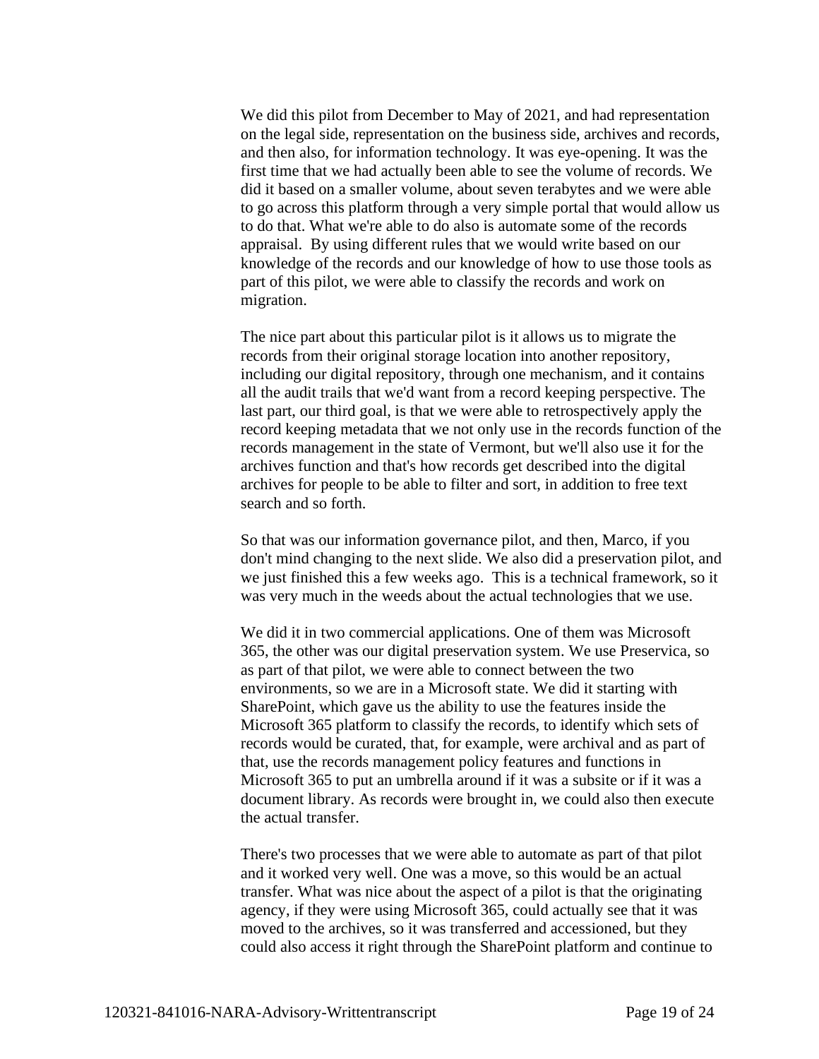We did this pilot from December to May of 2021, and had representation on the legal side, representation on the business side, archives and records, and then also, for information technology. It was eye-opening. It was the first time that we had actually been able to see the volume of records. We did it based on a smaller volume, about seven terabytes and we were able to go across this platform through a very simple portal that would allow us to do that. What we're able to do also is automate some of the records appraisal. By using different rules that we would write based on our knowledge of the records and our knowledge of how to use those tools as part of this pilot, we were able to classify the records and work on migration.

The nice part about this particular pilot is it allows us to migrate the records from their original storage location into another repository, including our digital repository, through one mechanism, and it contains all the audit trails that we'd want from a record keeping perspective. The last part, our third goal, is that we were able to retrospectively apply the record keeping metadata that we not only use in the records function of the records management in the state of Vermont, but we'll also use it for the archives function and that's how records get described into the digital archives for people to be able to filter and sort, in addition to free text search and so forth.

So that was our information governance pilot, and then, Marco, if you don't mind changing to the next slide. We also did a preservation pilot, and we just finished this a few weeks ago. This is a technical framework, so it was very much in the weeds about the actual technologies that we use.

We did it in two commercial applications. One of them was Microsoft 365, the other was our digital preservation system. We use Preservica, so as part of that pilot, we were able to connect between the two environments, so we are in a Microsoft state. We did it starting with SharePoint, which gave us the ability to use the features inside the Microsoft 365 platform to classify the records, to identify which sets of records would be curated, that, for example, were archival and as part of that, use the records management policy features and functions in Microsoft 365 to put an umbrella around if it was a subsite or if it was a document library. As records were brought in, we could also then execute the actual transfer.

There's two processes that we were able to automate as part of that pilot and it worked very well. One was a move, so this would be an actual transfer. What was nice about the aspect of a pilot is that the originating agency, if they were using Microsoft 365, could actually see that it was moved to the archives, so it was transferred and accessioned, but they could also access it right through the SharePoint platform and continue to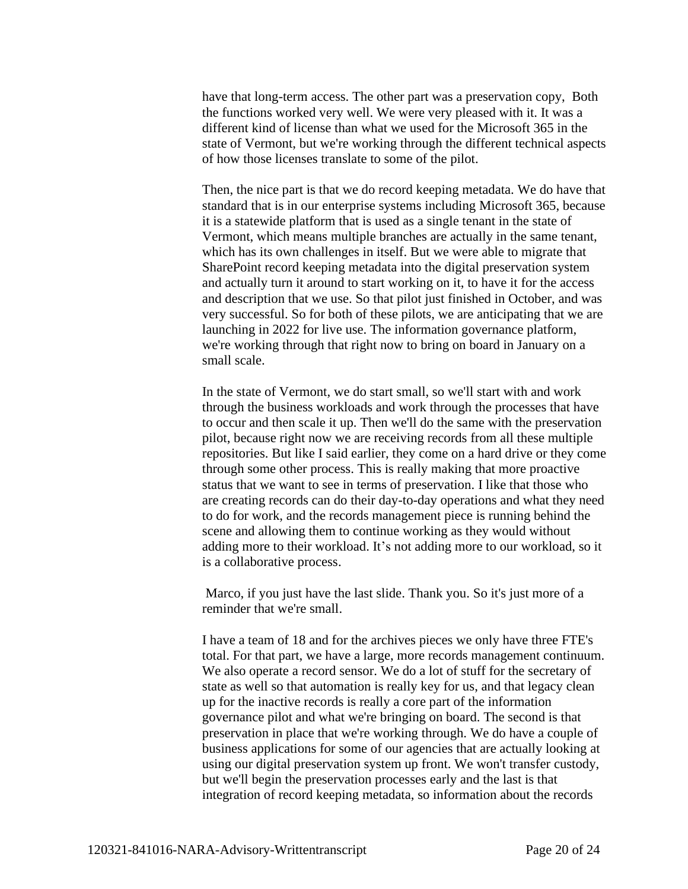have that long-term access. The other part was a preservation copy, Both the functions worked very well. We were very pleased with it. It was a different kind of license than what we used for the Microsoft 365 in the state of Vermont, but we're working through the different technical aspects of how those licenses translate to some of the pilot.

Then, the nice part is that we do record keeping metadata. We do have that standard that is in our enterprise systems including Microsoft 365, because it is a statewide platform that is used as a single tenant in the state of Vermont, which means multiple branches are actually in the same tenant, which has its own challenges in itself. But we were able to migrate that SharePoint record keeping metadata into the digital preservation system and actually turn it around to start working on it, to have it for the access and description that we use. So that pilot just finished in October, and was very successful. So for both of these pilots, we are anticipating that we are launching in 2022 for live use. The information governance platform, we're working through that right now to bring on board in January on a small scale.

In the state of Vermont, we do start small, so we'll start with and work through the business workloads and work through the processes that have to occur and then scale it up. Then we'll do the same with the preservation pilot, because right now we are receiving records from all these multiple repositories. But like I said earlier, they come on a hard drive or they come through some other process. This is really making that more proactive status that we want to see in terms of preservation. I like that those who are creating records can do their day-to-day operations and what they need to do for work, and the records management piece is running behind the scene and allowing them to continue working as they would without adding more to their workload. It's not adding more to our workload, so it is a collaborative process.

Marco, if you just have the last slide. Thank you. So it's just more of a reminder that we're small.

I have a team of 18 and for the archives pieces we only have three FTE's total. For that part, we have a large, more records management continuum. We also operate a record sensor. We do a lot of stuff for the secretary of state as well so that automation is really key for us, and that legacy clean up for the inactive records is really a core part of the information governance pilot and what we're bringing on board. The second is that preservation in place that we're working through. We do have a couple of business applications for some of our agencies that are actually looking at using our digital preservation system up front. We won't transfer custody, but we'll begin the preservation processes early and the last is that integration of record keeping metadata, so information about the records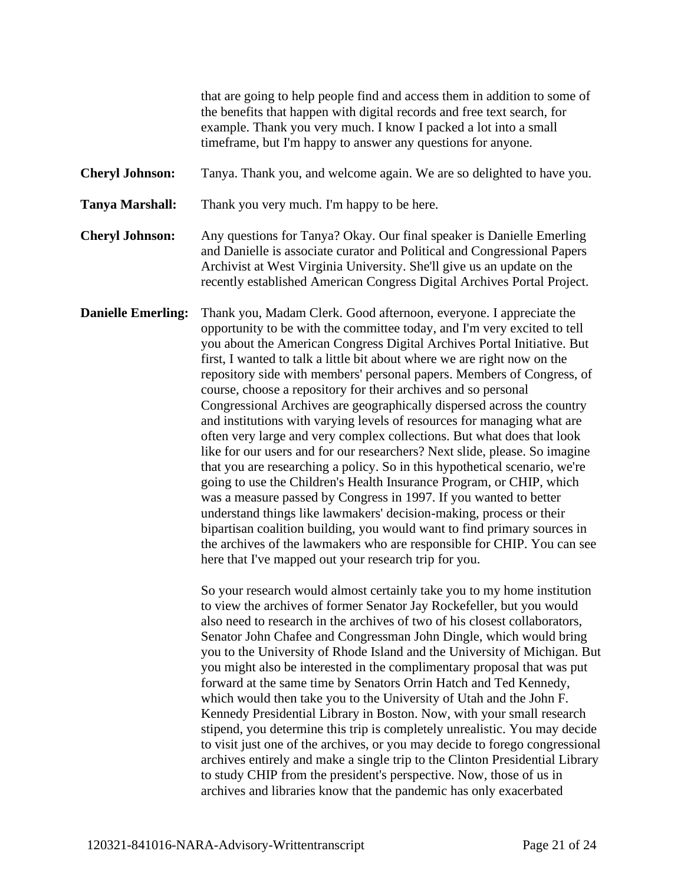that are going to help people find and access them in addition to some of the benefits that happen with digital records and free text search, for example. Thank you very much. I know I packed a lot into a small timeframe, but I'm happy to answer any questions for anyone.

**Cheryl Johnson:** Tanya. Thank you, and welcome again. We are so delighted to have you.

**Tanya Marshall:** Thank you very much. I'm happy to be here.

**Cheryl Johnson:** Any questions for Tanya? Okay. Our final speaker is Danielle Emerling and Danielle is associate curator and Political and Congressional Papers Archivist at West Virginia University. She'll give us an update on the recently established American Congress Digital Archives Portal Project.

**Danielle Emerling:** Thank you, Madam Clerk. Good afternoon, everyone. I appreciate the opportunity to be with the committee today, and I'm very excited to tell you about the American Congress Digital Archives Portal Initiative. But first, I wanted to talk a little bit about where we are right now on the repository side with members' personal papers. Members of Congress, of course, choose a repository for their archives and so personal Congressional Archives are geographically dispersed across the country and institutions with varying levels of resources for managing what are often very large and very complex collections. But what does that look like for our users and for our researchers? Next slide, please. So imagine that you are researching a policy. So in this hypothetical scenario, we're going to use the Children's Health Insurance Program, or CHIP, which was a measure passed by Congress in 1997. If you wanted to better understand things like lawmakers' decision-making, process or their bipartisan coalition building, you would want to find primary sources in the archives of the lawmakers who are responsible for CHIP. You can see here that I've mapped out your research trip for you.

So your research would almost certainly take you to my home institution to view the archives of former Senator Jay Rockefeller, but you would also need to research in the archives of two of his closest collaborators, Senator John Chafee and Congressman John Dingle, which would bring you to the University of Rhode Island and the University of Michigan. But you might also be interested in the complimentary proposal that was put forward at the same time by Senators Orrin Hatch and Ted Kennedy, which would then take you to the University of Utah and the John F. Kennedy Presidential Library in Boston. Now, with your small research stipend, you determine this trip is completely unrealistic. You may decide to visit just one of the archives, or you may decide to forego congressional archives entirely and make a single trip to the Clinton Presidential Library to study CHIP from the president's perspective. Now, those of us in archives and libraries know that the pandemic has only exacerbated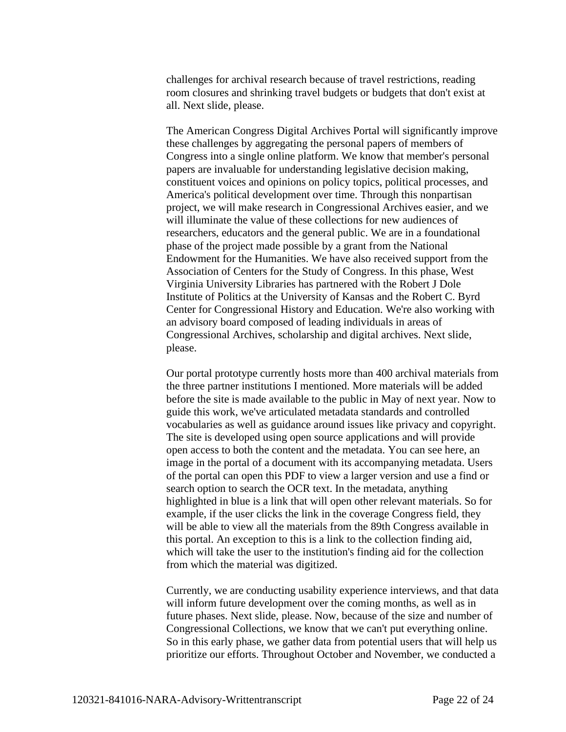challenges for archival research because of travel restrictions, reading room closures and shrinking travel budgets or budgets that don't exist at all. Next slide, please.

The American Congress Digital Archives Portal will significantly improve these challenges by aggregating the personal papers of members of Congress into a single online platform. We know that member's personal papers are invaluable for understanding legislative decision making, constituent voices and opinions on policy topics, political processes, and America's political development over time. Through this nonpartisan project, we will make research in Congressional Archives easier, and we will illuminate the value of these collections for new audiences of researchers, educators and the general public. We are in a foundational phase of the project made possible by a grant from the National Endowment for the Humanities. We have also received support from the Association of Centers for the Study of Congress. In this phase, West Virginia University Libraries has partnered with the Robert J Dole Institute of Politics at the University of Kansas and the Robert C. Byrd Center for Congressional History and Education. We're also working with an advisory board composed of leading individuals in areas of Congressional Archives, scholarship and digital archives. Next slide, please.

Our portal prototype currently hosts more than 400 archival materials from the three partner institutions I mentioned. More materials will be added before the site is made available to the public in May of next year. Now to guide this work, we've articulated metadata standards and controlled vocabularies as well as guidance around issues like privacy and copyright. The site is developed using open source applications and will provide open access to both the content and the metadata. You can see here, an image in the portal of a document with its accompanying metadata. Users of the portal can open this PDF to view a larger version and use a find or search option to search the OCR text. In the metadata, anything highlighted in blue is a link that will open other relevant materials. So for example, if the user clicks the link in the coverage Congress field, they will be able to view all the materials from the 89th Congress available in this portal. An exception to this is a link to the collection finding aid, which will take the user to the institution's finding aid for the collection from which the material was digitized.

Currently, we are conducting usability experience interviews, and that data will inform future development over the coming months, as well as in future phases. Next slide, please. Now, because of the size and number of Congressional Collections, we know that we can't put everything online. So in this early phase, we gather data from potential users that will help us prioritize our efforts. Throughout October and November, we conducted a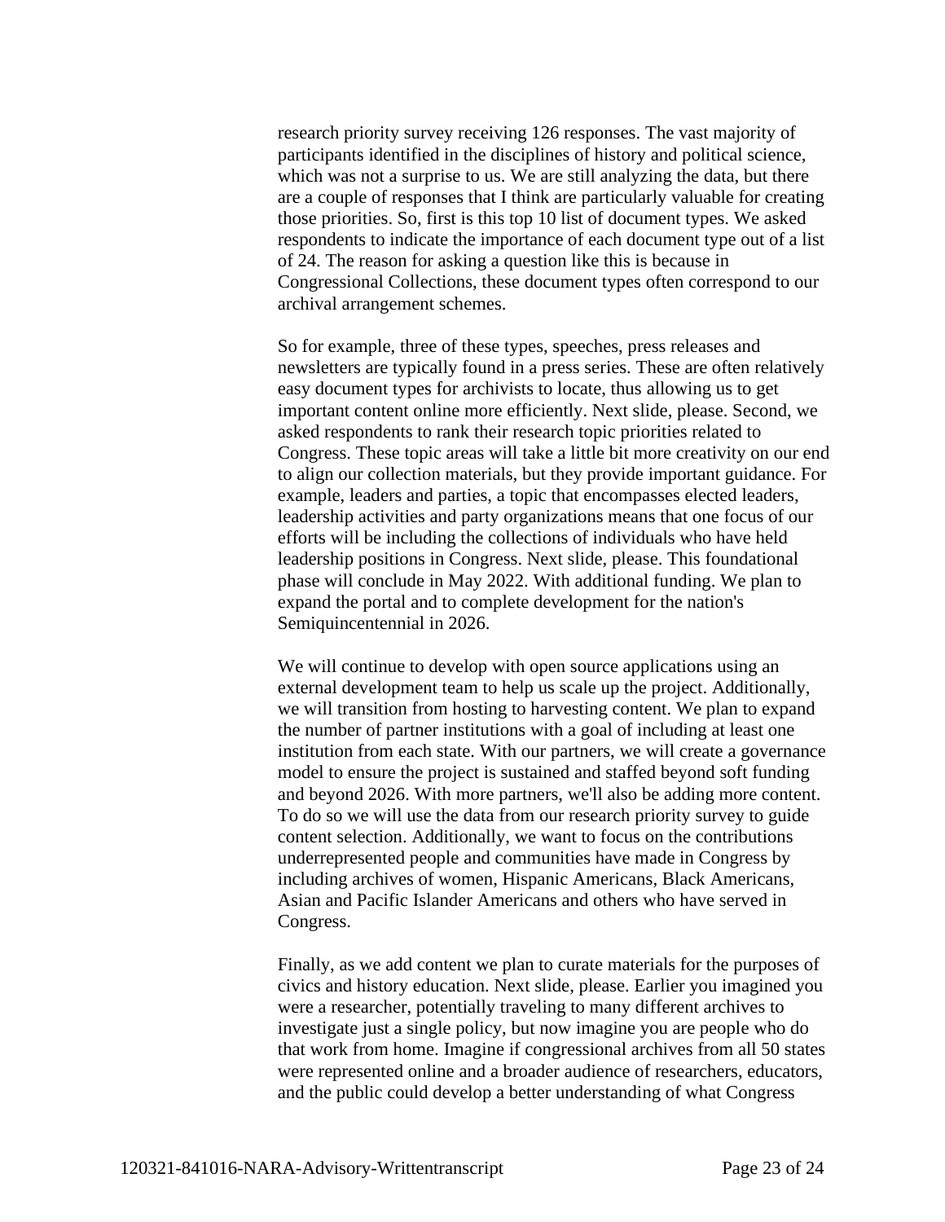research priority survey receiving 126 responses. The vast majority of participants identified in the disciplines of history and political science, which was not a surprise to us. We are still analyzing the data, but there are a couple of responses that I think are particularly valuable for creating those priorities. So, first is this top 10 list of document types. We asked respondents to indicate the importance of each document type out of a list of 24. The reason for asking a question like this is because in Congressional Collections, these document types often correspond to our archival arrangement schemes.

So for example, three of these types, speeches, press releases and newsletters are typically found in a press series. These are often relatively easy document types for archivists to locate, thus allowing us to get important content online more efficiently. Next slide, please. Second, we asked respondents to rank their research topic priorities related to Congress. These topic areas will take a little bit more creativity on our end to align our collection materials, but they provide important guidance. For example, leaders and parties, a topic that encompasses elected leaders, leadership activities and party organizations means that one focus of our efforts will be including the collections of individuals who have held leadership positions in Congress. Next slide, please. This foundational phase will conclude in May 2022. With additional funding. We plan to expand the portal and to complete development for the nation's Semiquincentennial in 2026.

We will continue to develop with open source applications using an external development team to help us scale up the project. Additionally, we will transition from hosting to harvesting content. We plan to expand the number of partner institutions with a goal of including at least one institution from each state. With our partners, we will create a governance model to ensure the project is sustained and staffed beyond soft funding and beyond 2026. With more partners, we'll also be adding more content. To do so we will use the data from our research priority survey to guide content selection. Additionally, we want to focus on the contributions underrepresented people and communities have made in Congress by including archives of women, Hispanic Americans, Black Americans, Asian and Pacific Islander Americans and others who have served in Congress.

Finally, as we add content we plan to curate materials for the purposes of civics and history education. Next slide, please. Earlier you imagined you were a researcher, potentially traveling to many different archives to investigate just a single policy, but now imagine you are people who do that work from home. Imagine if congressional archives from all 50 states were represented online and a broader audience of researchers, educators, and the public could develop a better understanding of what Congress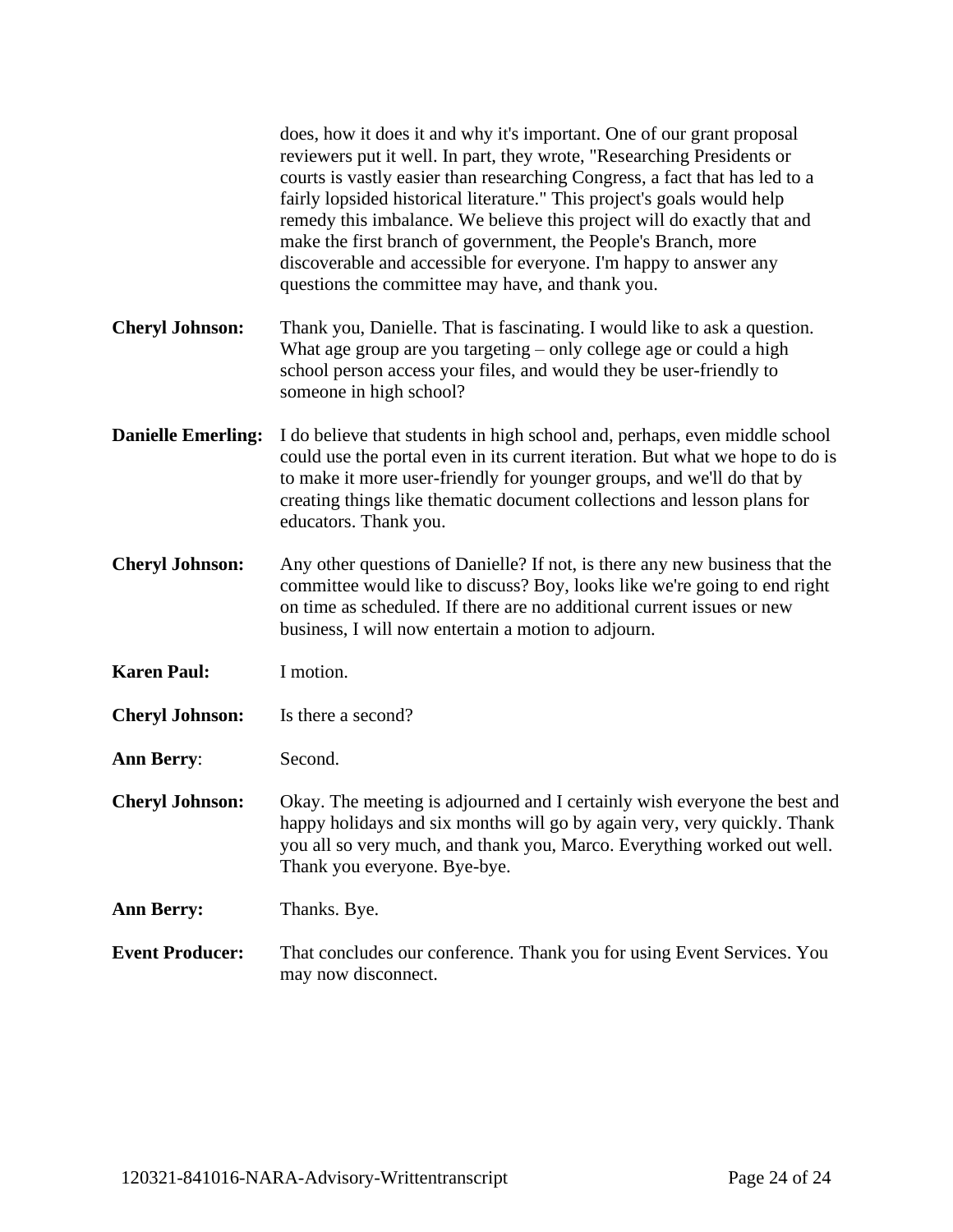does, how it does it and why it's important. One of our grant proposal reviewers put it well. In part, they wrote, "Researching Presidents or courts is vastly easier than researching Congress, a fact that has led to a fairly lopsided historical literature." This project's goals would help remedy this imbalance. We believe this project will do exactly that and make the first branch of government, the People's Branch, more discoverable and accessible for everyone. I'm happy to answer any questions the committee may have, and thank you.

**Cheryl Johnson:** Thank you, Danielle. That is fascinating. I would like to ask a question. What age group are you targeting – only college age or could a high school person access your files, and would they be user-friendly to someone in high school?

**Danielle Emerling:** I do believe that students in high school and, perhaps, even middle school could use the portal even in its current iteration. But what we hope to do is to make it more user-friendly for younger groups, and we'll do that by creating things like thematic document collections and lesson plans for educators. Thank you.

**Cheryl Johnson:** Any other questions of Danielle? If not, is there any new business that the committee would like to discuss? Boy, looks like we're going to end right on time as scheduled. If there are no additional current issues or new business, I will now entertain a motion to adjourn.

**Karen Paul:** I motion.

**Cheryl Johnson:** Is there a second?

**Ann Berry**: Second.

**Cheryl Johnson:** Okay. The meeting is adjourned and I certainly wish everyone the best and happy holidays and six months will go by again very, very quickly. Thank you all so very much, and thank you, Marco. Everything worked out well. Thank you everyone. Bye-bye.

**Ann Berry:** Thanks. Bye.

**Event Producer:** That concludes our conference. Thank you for using Event Services. You may now disconnect.